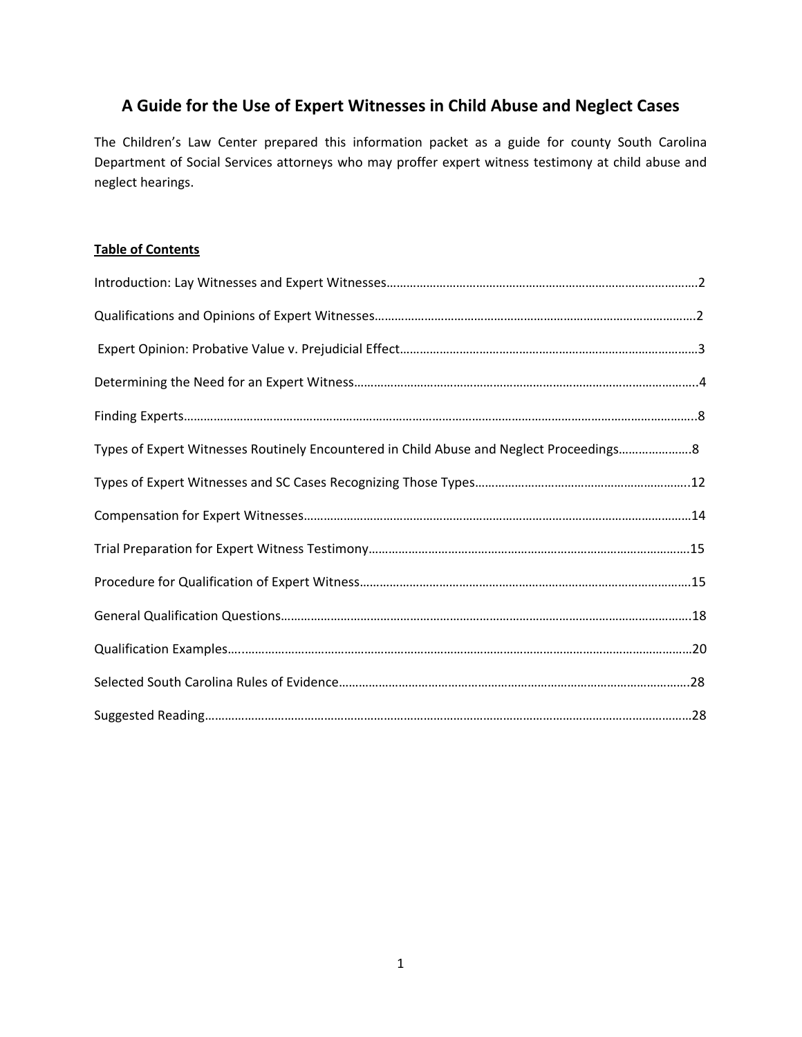# A Guide for the Use of Expert Witnesses in Child Abuse and Neglect Cases

The Children's Law Center prepared this information packet as a guide for county South Carolina Department of Social Services attorneys who may proffer expert witness testimony at child abuse and neglect hearings.

**Table of Contents**

| Section | Page |
| --- | --- |
| Introduction: Lay Witnesses and Expert Witnesses | 2 |
| Qualifications and Opinions of Expert Witnesses | 2 |
| Expert Opinion: Probative Value v. Prejudicial Effect | 3 |
| Determining the Need for an Expert Witness | 4 |
| Finding Experts | 8 |
| Types of Expert Witnesses Routinely Encountered in Child Abuse and Neglect Proceedings | 8 |
| Types of Expert Witnesses and SC Cases Recognizing Those Types | 12 |
| Compensation for Expert Witnesses | 14 |
| Trial Preparation for Expert Witness Testimony | 15 |
| Procedure for Qualification of Expert Witness | 15 |
| General Qualification Questions | 18 |
| Qualification Examples | 20 |
| Selected South Carolina Rules of Evidence | 28 |
| Suggested Reading | 28 |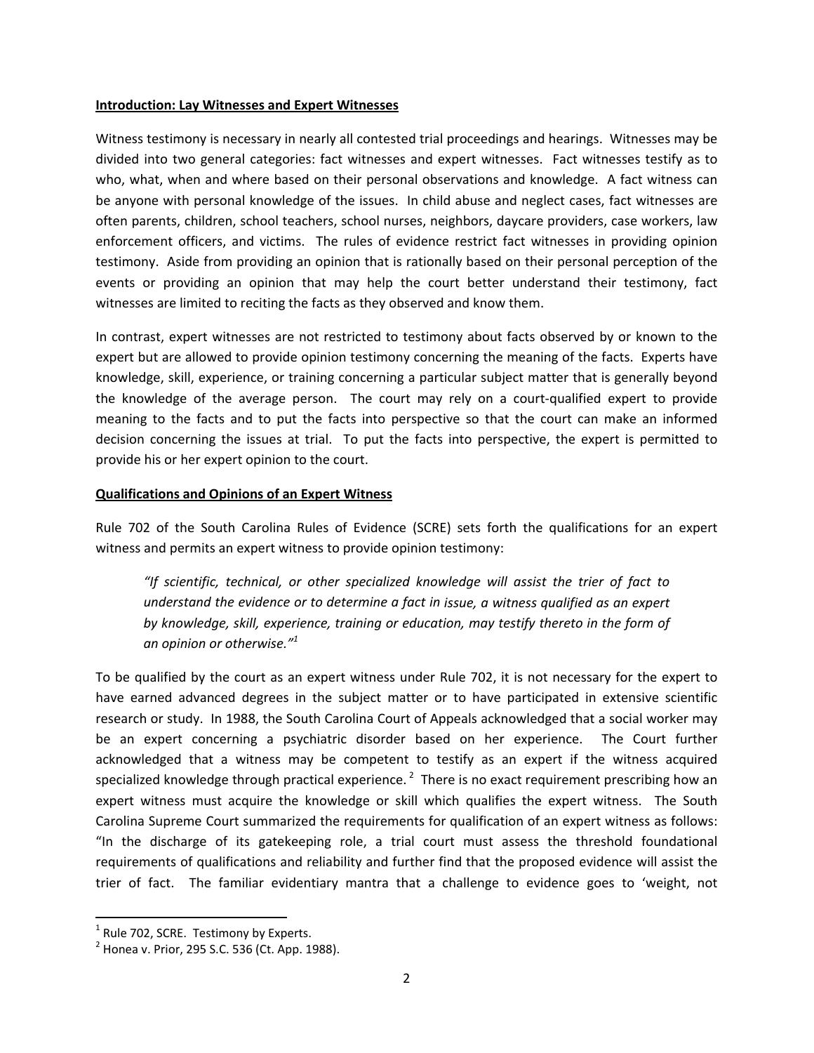## Introduction: Lay Witnesses and Expert Witnesses

Witness testimony is necessary in nearly all contested trial proceedings and hearings. Witnesses may be divided into two general categories: fact witnesses and expert witnesses. Fact witnesses testify as to who, what, when and where based on their personal observations and knowledge. A fact witness can be anyone with personal knowledge of the issues. In child abuse and neglect cases, fact witnesses are often parents, children, school teachers, school nurses, neighbors, daycare providers, case workers, law enforcement officers, and victims. The rules of evidence restrict fact witnesses in providing opinion testimony. Aside from providing an opinion that is rationally based on their personal perception of the events or providing an opinion that may help the court better understand their testimony, fact witnesses are limited to reciting the facts as they observed and know them.

In contrast, expert witnesses are not restricted to testimony about facts observed by or known to the expert but are allowed to provide opinion testimony concerning the meaning of the facts. Experts have knowledge, skill, experience, or training concerning a particular subject matter that is generally beyond the knowledge of the average person. The court may rely on a court-qualified expert to provide meaning to the facts and to put the facts into perspective so that the court can make an informed decision concerning the issues at trial. To put the facts into perspective, the expert is permitted to provide his or her expert opinion to the court.

## Qualifications and Opinions of an Expert Witness

Rule 702 of the South Carolina Rules of Evidence (SCRE) sets forth the qualifications for an expert witness and permits an expert witness to provide opinion testimony:

> *"If scientific, technical, or other specialized knowledge will assist the trier of fact to understand the evidence or to determine a fact in issue, a witness qualified as an expert by knowledge, skill, experience, training or education, may testify thereto in the form of an opinion or otherwise."*[1]

To be qualified by the court as an expert witness under Rule 702, it is not necessary for the expert to have earned advanced degrees in the subject matter or to have participated in extensive scientific research or study. In 1988, the South Carolina Court of Appeals acknowledged that a social worker may be an expert concerning a psychiatric disorder based on her experience. The Court further acknowledged that a witness may be competent to testify as an expert if the witness acquired specialized knowledge through practical experience.[2] There is no exact requirement prescribing how an expert witness must acquire the knowledge or skill which qualifies the expert witness. The South Carolina Supreme Court summarized the requirements for qualification of an expert witness as follows: "In the discharge of its gatekeeping role, a trial court must assess the threshold foundational requirements of qualifications and reliability and further find that the proposed evidence will assist the trier of fact. The familiar evidentiary mantra that a challenge to evidence goes to 'weight, not

---

[1] Rule 702, SCRE. Testimony by Experts.

[2] Honea v. Prior, 295 S.C. 536 (Ct. App. 1988).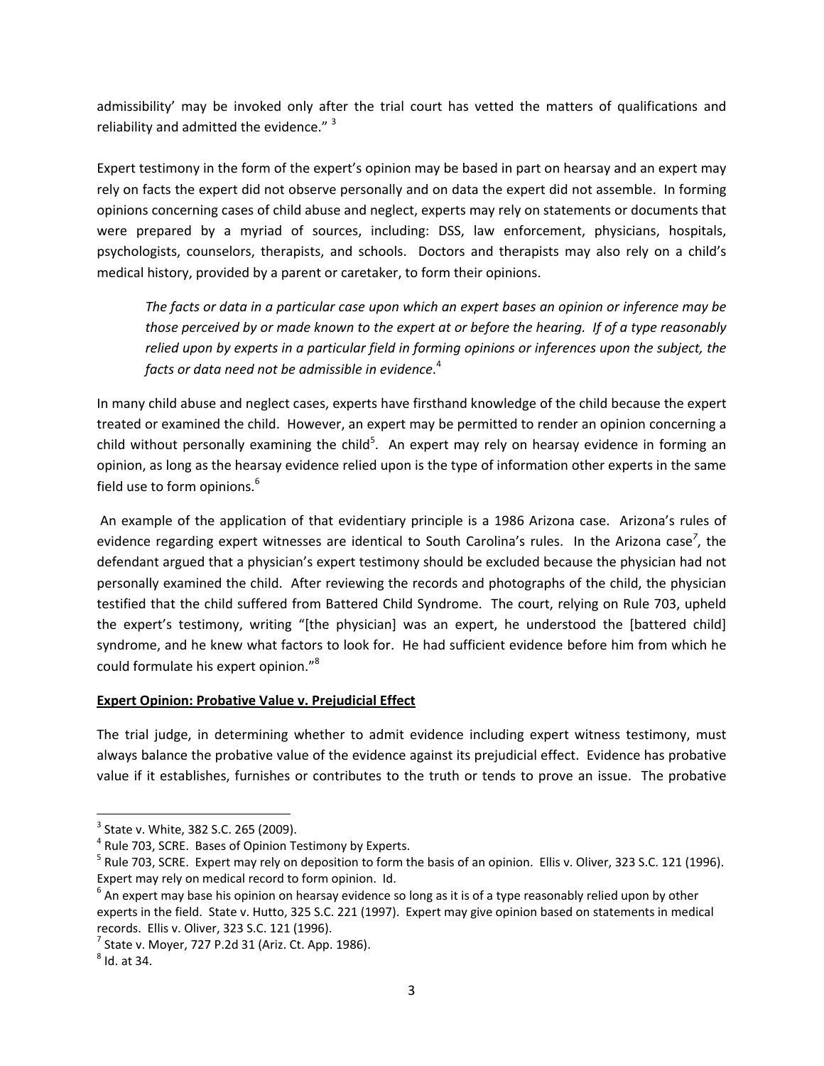admissibility' may be invoked only after the trial court has vetted the matters of qualifications and reliability and admitted the evidence." [3]

Expert testimony in the form of the expert's opinion may be based in part on hearsay and an expert may rely on facts the expert did not observe personally and on data the expert did not assemble. In forming opinions concerning cases of child abuse and neglect, experts may rely on statements or documents that were prepared by a myriad of sources, including: DSS, law enforcement, physicians, hospitals, psychologists, counselors, therapists, and schools. Doctors and therapists may also rely on a child's medical history, provided by a parent or caretaker, to form their opinions.

> *The facts or data in a particular case upon which an expert bases an opinion or inference may be those perceived by or made known to the expert at or before the hearing. If of a type reasonably relied upon by experts in a particular field in forming opinions or inferences upon the subject, the facts or data need not be admissible in evidence*.[4]

In many child abuse and neglect cases, experts have firsthand knowledge of the child because the expert treated or examined the child. However, an expert may be permitted to render an opinion concerning a child without personally examining the child[5]. An expert may rely on hearsay evidence in forming an opinion, as long as the hearsay evidence relied upon is the type of information other experts in the same field use to form opinions.[6]

An example of the application of that evidentiary principle is a 1986 Arizona case. Arizona's rules of evidence regarding expert witnesses are identical to South Carolina's rules. In the Arizona case[7], the defendant argued that a physician's expert testimony should be excluded because the physician had not personally examined the child. After reviewing the records and photographs of the child, the physician testified that the child suffered from Battered Child Syndrome. The court, relying on Rule 703, upheld the expert's testimony, writing "[the physician] was an expert, he understood the [battered child] syndrome, and he knew what factors to look for. He had sufficient evidence before him from which he could formulate his expert opinion."[8]

**Expert Opinion: Probative Value v. Prejudicial Effect**

The trial judge, in determining whether to admit evidence including expert witness testimony, must always balance the probative value of the evidence against its prejudicial effect. Evidence has probative value if it establishes, furnishes or contributes to the truth or tends to prove an issue. The probative

---

[3] State v. White, 382 S.C. 265 (2009).

[4] Rule 703, SCRE. Bases of Opinion Testimony by Experts.

[5] Rule 703, SCRE. Expert may rely on deposition to form the basis of an opinion. Ellis v. Oliver, 323 S.C. 121 (1996). Expert may rely on medical record to form opinion. Id.

[6] An expert may base his opinion on hearsay evidence so long as it is of a type reasonably relied upon by other experts in the field. State v. Hutto, 325 S.C. 221 (1997). Expert may give opinion based on statements in medical records. Ellis v. Oliver, 323 S.C. 121 (1996).

[7] State v. Moyer, 727 P.2d 31 (Ariz. Ct. App. 1986).

[8] Id. at 34.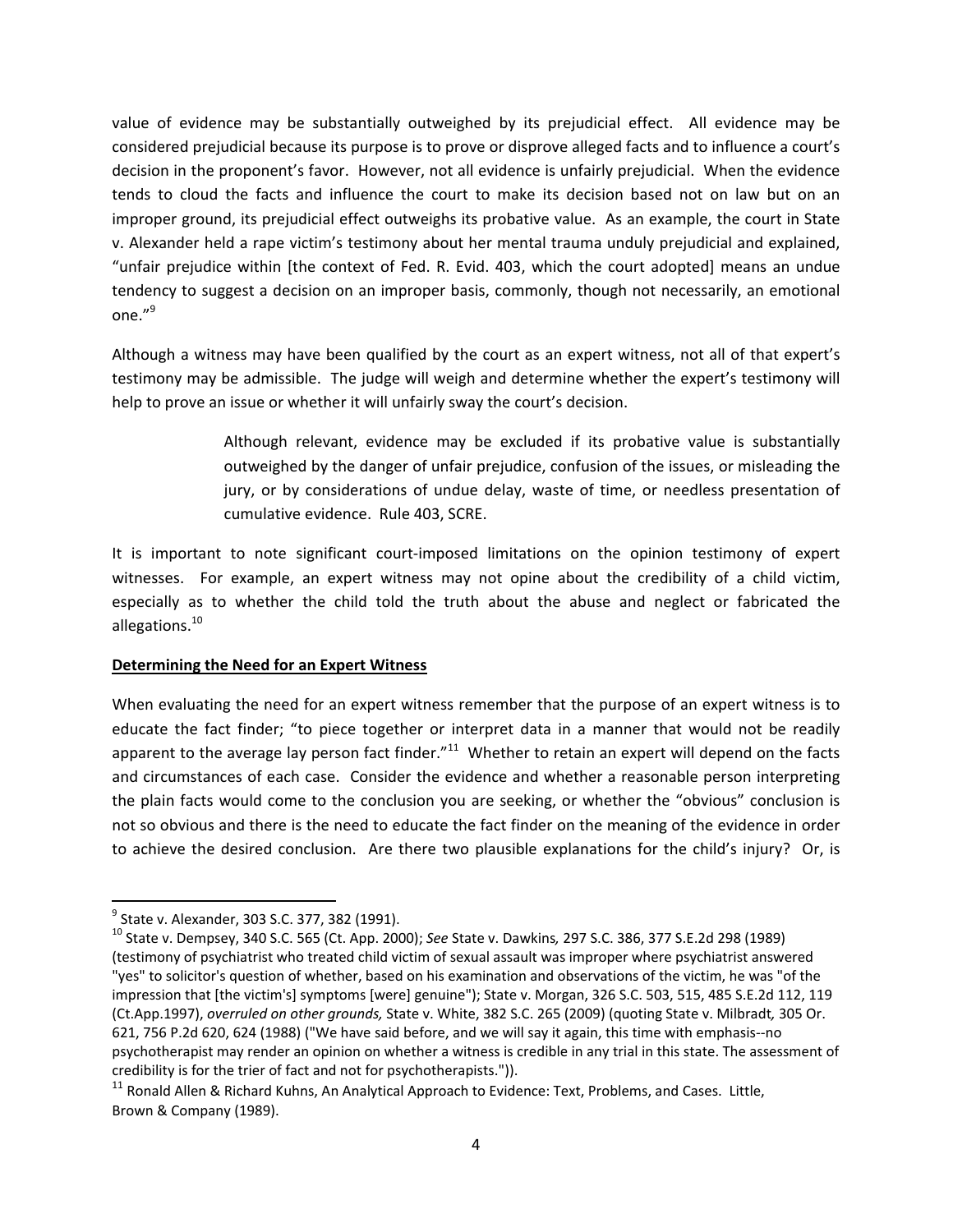value of evidence may be substantially outweighed by its prejudicial effect. All evidence may be considered prejudicial because its purpose is to prove or disprove alleged facts and to influence a court's decision in the proponent's favor. However, not all evidence is unfairly prejudicial. When the evidence tends to cloud the facts and influence the court to make its decision based not on law but on an improper ground, its prejudicial effect outweighs its probative value. As an example, the court in State v. Alexander held a rape victim's testimony about her mental trauma unduly prejudicial and explained, "unfair prejudice within [the context of Fed. R. Evid. 403, which the court adopted] means an undue tendency to suggest a decision on an improper basis, commonly, though not necessarily, an emotional one."[9]

Although a witness may have been qualified by the court as an expert witness, not all of that expert's testimony may be admissible. The judge will weigh and determine whether the expert's testimony will help to prove an issue or whether it will unfairly sway the court's decision.

> Although relevant, evidence may be excluded if its probative value is substantially outweighed by the danger of unfair prejudice, confusion of the issues, or misleading the jury, or by considerations of undue delay, waste of time, or needless presentation of cumulative evidence. Rule 403, SCRE.

It is important to note significant court-imposed limitations on the opinion testimony of expert witnesses. For example, an expert witness may not opine about the credibility of a child victim, especially as to whether the child told the truth about the abuse and neglect or fabricated the allegations.[10]

**Determining the Need for an Expert Witness**

When evaluating the need for an expert witness remember that the purpose of an expert witness is to educate the fact finder; "to piece together or interpret data in a manner that would not be readily apparent to the average lay person fact finder."[11] Whether to retain an expert will depend on the facts and circumstances of each case. Consider the evidence and whether a reasonable person interpreting the plain facts would come to the conclusion you are seeking, or whether the "obvious" conclusion is not so obvious and there is the need to educate the fact finder on the meaning of the evidence in order to achieve the desired conclusion. Are there two plausible explanations for the child's injury? Or, is

---

[9] State v. Alexander, 303 S.C. 377, 382 (1991).

[10] State v. Dempsey, 340 S.C. 565 (Ct. App. 2000); *See* State v. Dawkins*,* 297 S.C. 386, 377 S.E.2d 298 (1989) (testimony of psychiatrist who treated child victim of sexual assault was improper where psychiatrist answered "yes" to solicitor's question of whether, based on his examination and observations of the victim, he was "of the impression that [the victim's] symptoms [were] genuine"); State v. Morgan, 326 S.C. 503, 515, 485 S.E.2d 112, 119 (Ct.App.1997), *overruled on other grounds,* State v. White, 382 S.C. 265 (2009) (quoting State v. Milbradt*,* 305 Or. 621, 756 P.2d 620, 624 (1988) ("We have said before, and we will say it again, this time with emphasis--no psychotherapist may render an opinion on whether a witness is credible in any trial in this state. The assessment of credibility is for the trier of fact and not for psychotherapists.")).

[11] Ronald Allen & Richard Kuhns, An Analytical Approach to Evidence: Text, Problems, and Cases. Little, Brown & Company (1989).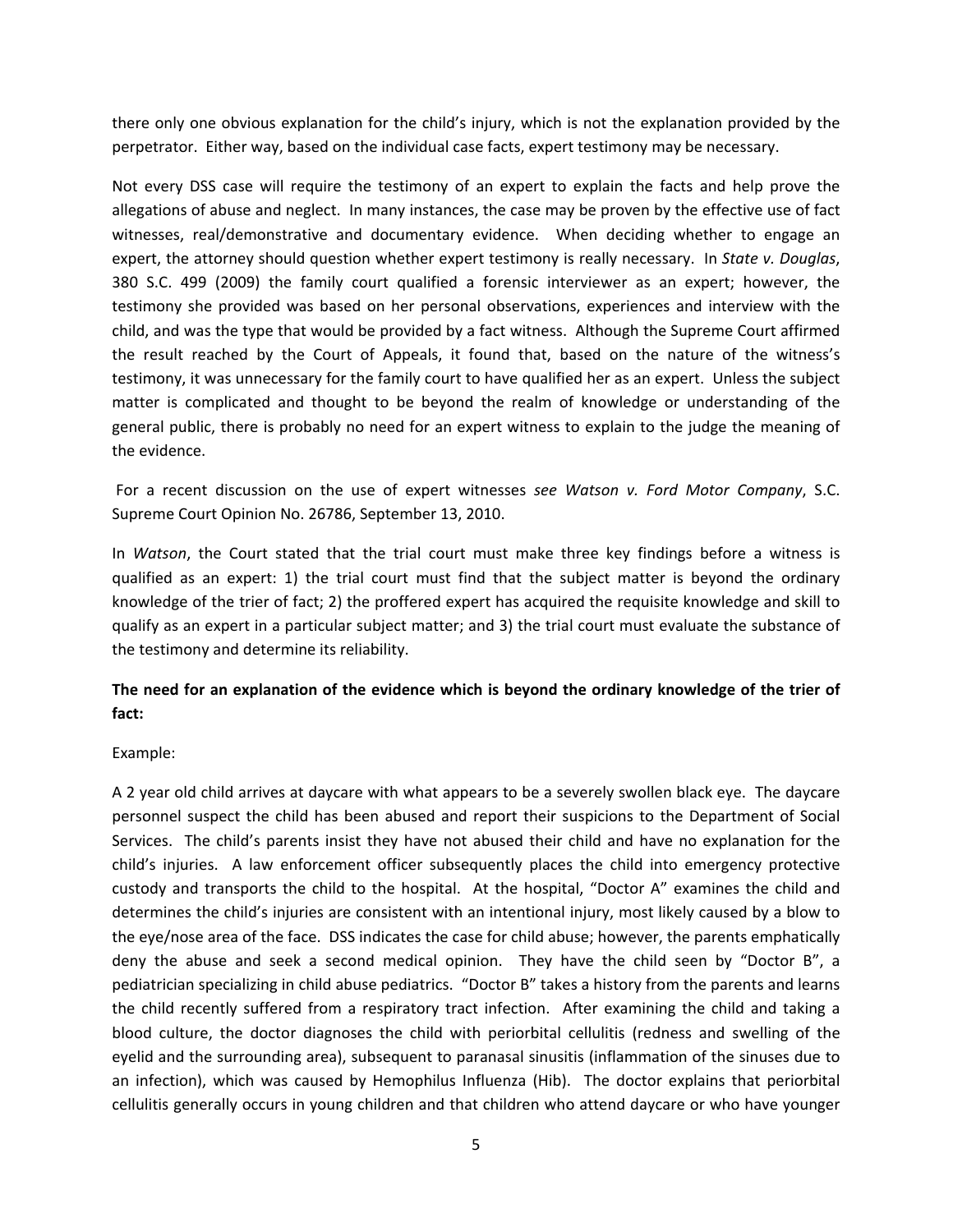there only one obvious explanation for the child's injury, which is not the explanation provided by the perpetrator. Either way, based on the individual case facts, expert testimony may be necessary.

Not every DSS case will require the testimony of an expert to explain the facts and help prove the allegations of abuse and neglect. In many instances, the case may be proven by the effective use of fact witnesses, real/demonstrative and documentary evidence. When deciding whether to engage an expert, the attorney should question whether expert testimony is really necessary. In *State v. Douglas*, 380 S.C. 499 (2009) the family court qualified a forensic interviewer as an expert; however, the testimony she provided was based on her personal observations, experiences and interview with the child, and was the type that would be provided by a fact witness. Although the Supreme Court affirmed the result reached by the Court of Appeals, it found that, based on the nature of the witness's testimony, it was unnecessary for the family court to have qualified her as an expert. Unless the subject matter is complicated and thought to be beyond the realm of knowledge or understanding of the general public, there is probably no need for an expert witness to explain to the judge the meaning of the evidence.

For a recent discussion on the use of expert witnesses *see Watson v. Ford Motor Company*, S.C. Supreme Court Opinion No. 26786, September 13, 2010.

In *Watson*, the Court stated that the trial court must make three key findings before a witness is qualified as an expert: 1) the trial court must find that the subject matter is beyond the ordinary knowledge of the trier of fact; 2) the proffered expert has acquired the requisite knowledge and skill to qualify as an expert in a particular subject matter; and 3) the trial court must evaluate the substance of the testimony and determine its reliability.

**The need for an explanation of the evidence which is beyond the ordinary knowledge of the trier of fact:**

Example:

A 2 year old child arrives at daycare with what appears to be a severely swollen black eye. The daycare personnel suspect the child has been abused and report their suspicions to the Department of Social Services. The child's parents insist they have not abused their child and have no explanation for the child's injuries. A law enforcement officer subsequently places the child into emergency protective custody and transports the child to the hospital. At the hospital, "Doctor A" examines the child and determines the child's injuries are consistent with an intentional injury, most likely caused by a blow to the eye/nose area of the face. DSS indicates the case for child abuse; however, the parents emphatically deny the abuse and seek a second medical opinion. They have the child seen by "Doctor B", a pediatrician specializing in child abuse pediatrics. "Doctor B" takes a history from the parents and learns the child recently suffered from a respiratory tract infection. After examining the child and taking a blood culture, the doctor diagnoses the child with periorbital cellulitis (redness and swelling of the eyelid and the surrounding area), subsequent to paranasal sinusitis (inflammation of the sinuses due to an infection), which was caused by Hemophilus Influenza (Hib). The doctor explains that periorbital cellulitis generally occurs in young children and that children who attend daycare or who have younger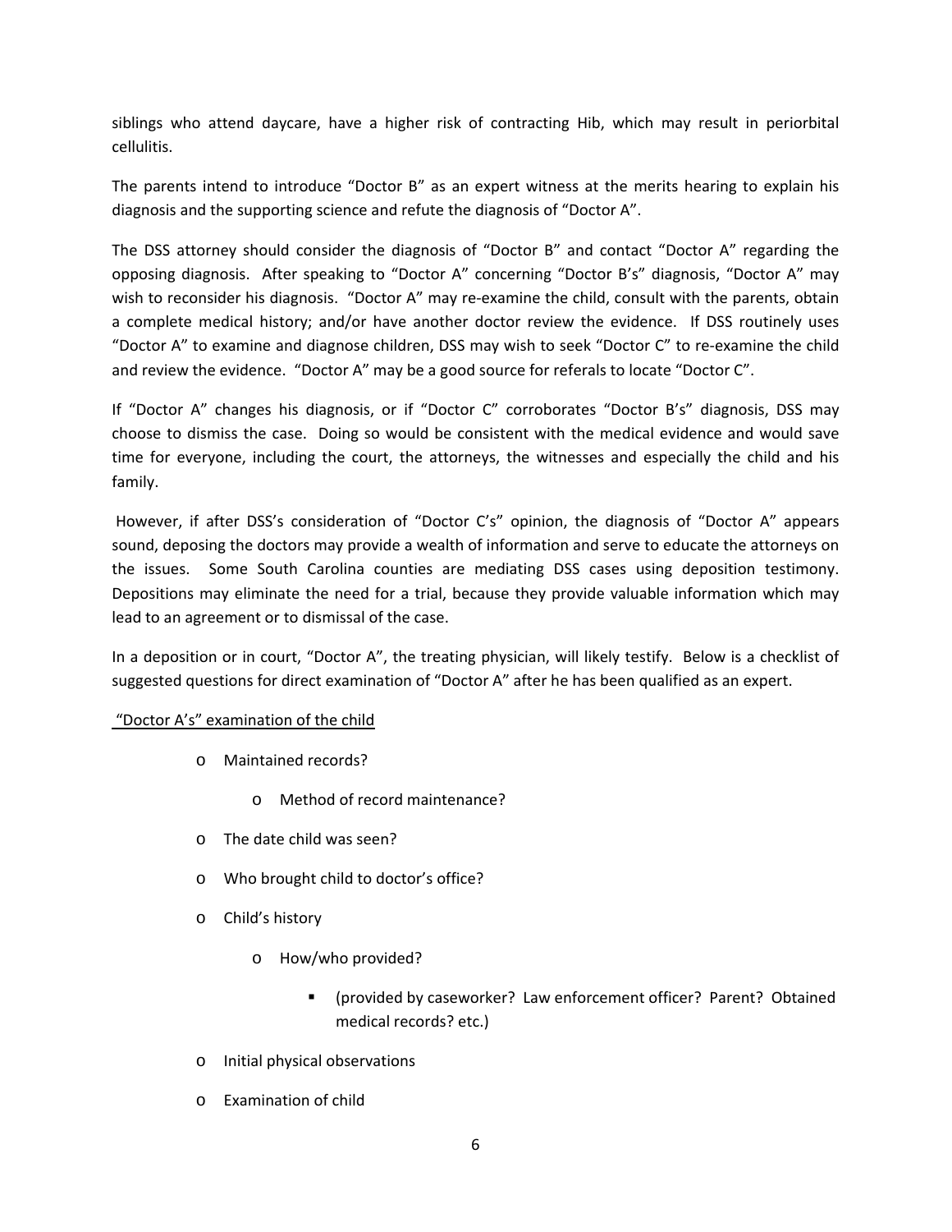siblings who attend daycare, have a higher risk of contracting Hib, which may result in periorbital cellulitis.

The parents intend to introduce "Doctor B" as an expert witness at the merits hearing to explain his diagnosis and the supporting science and refute the diagnosis of "Doctor A".

The DSS attorney should consider the diagnosis of "Doctor B" and contact "Doctor A" regarding the opposing diagnosis. After speaking to "Doctor A" concerning "Doctor B's" diagnosis, "Doctor A" may wish to reconsider his diagnosis. "Doctor A" may re-examine the child, consult with the parents, obtain a complete medical history; and/or have another doctor review the evidence. If DSS routinely uses "Doctor A" to examine and diagnose children, DSS may wish to seek "Doctor C" to re-examine the child and review the evidence. "Doctor A" may be a good source for referals to locate "Doctor C".

If "Doctor A" changes his diagnosis, or if "Doctor C" corroborates "Doctor B's" diagnosis, DSS may choose to dismiss the case. Doing so would be consistent with the medical evidence and would save time for everyone, including the court, the attorneys, the witnesses and especially the child and his family.

However, if after DSS's consideration of "Doctor C's" opinion, the diagnosis of "Doctor A" appears sound, deposing the doctors may provide a wealth of information and serve to educate the attorneys on the issues. Some South Carolina counties are mediating DSS cases using deposition testimony. Depositions may eliminate the need for a trial, because they provide valuable information which may lead to an agreement or to dismissal of the case.

In a deposition or in court, "Doctor A", the treating physician, will likely testify. Below is a checklist of suggested questions for direct examination of "Doctor A" after he has been qualified as an expert.

<u>"Doctor A's" examination of the child</u>

- Maintained records?
    - Method of record maintenance?
- The date child was seen?
- Who brought child to doctor's office?
- Child's history
    - How/who provided?
        - (provided by caseworker? Law enforcement officer? Parent? Obtained medical records? etc.)
- Initial physical observations
- Examination of child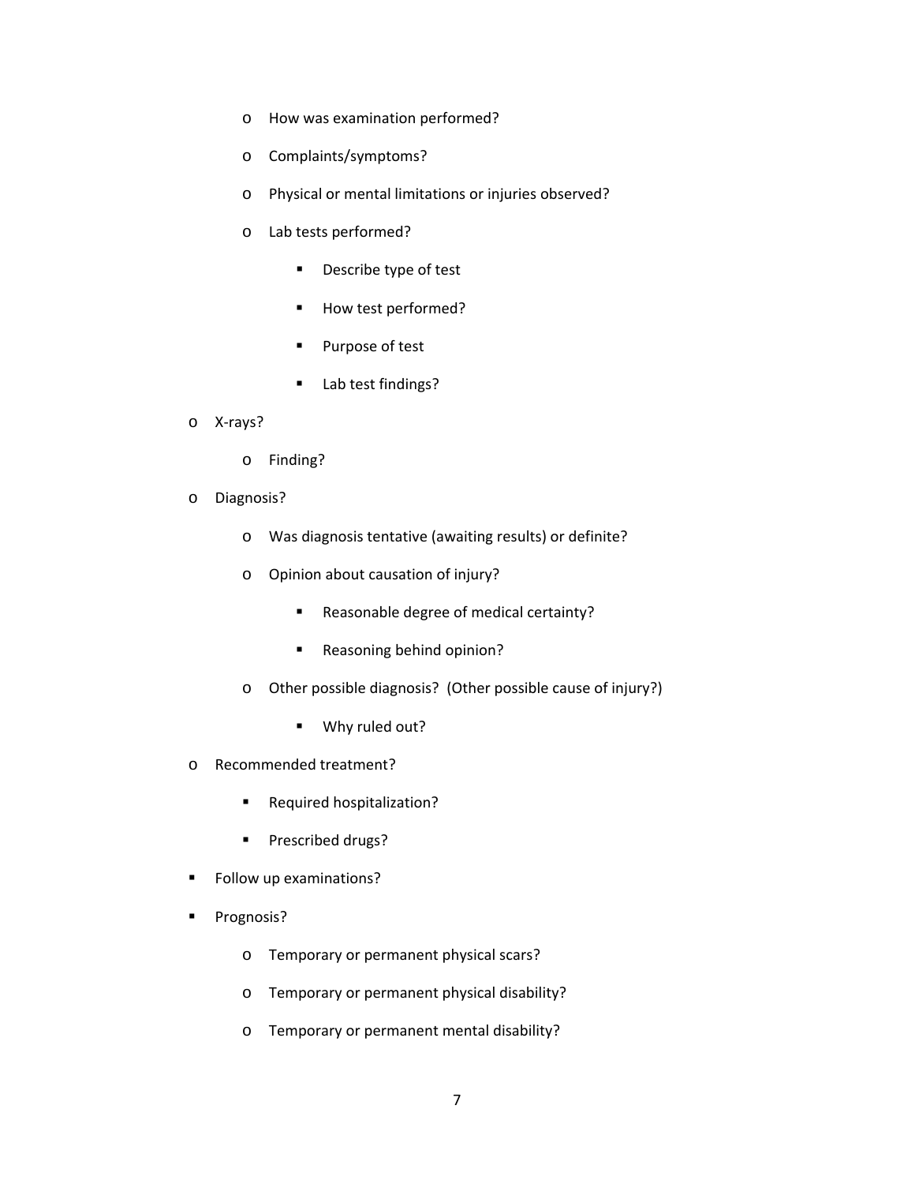- How was examination performed?
    - Complaints/symptoms?
    - Physical or mental limitations or injuries observed?
    - Lab tests performed?
      - Describe type of test
      - How test performed?
      - Purpose of test
      - Lab test findings?
- X-rays?
  - Finding?
- Diagnosis?
  - Was diagnosis tentative (awaiting results) or definite?
  - Opinion about causation of injury?
    - Reasonable degree of medical certainty?
    - Reasoning behind opinion?
  - Other possible diagnosis? (Other possible cause of injury?)
    - Why ruled out?
- Recommended treatment?
  - Required hospitalization?
  - Prescribed drugs?
- Follow up examinations?
- Prognosis?
  - Temporary or permanent physical scars?
  - Temporary or permanent physical disability?
  - Temporary or permanent mental disability?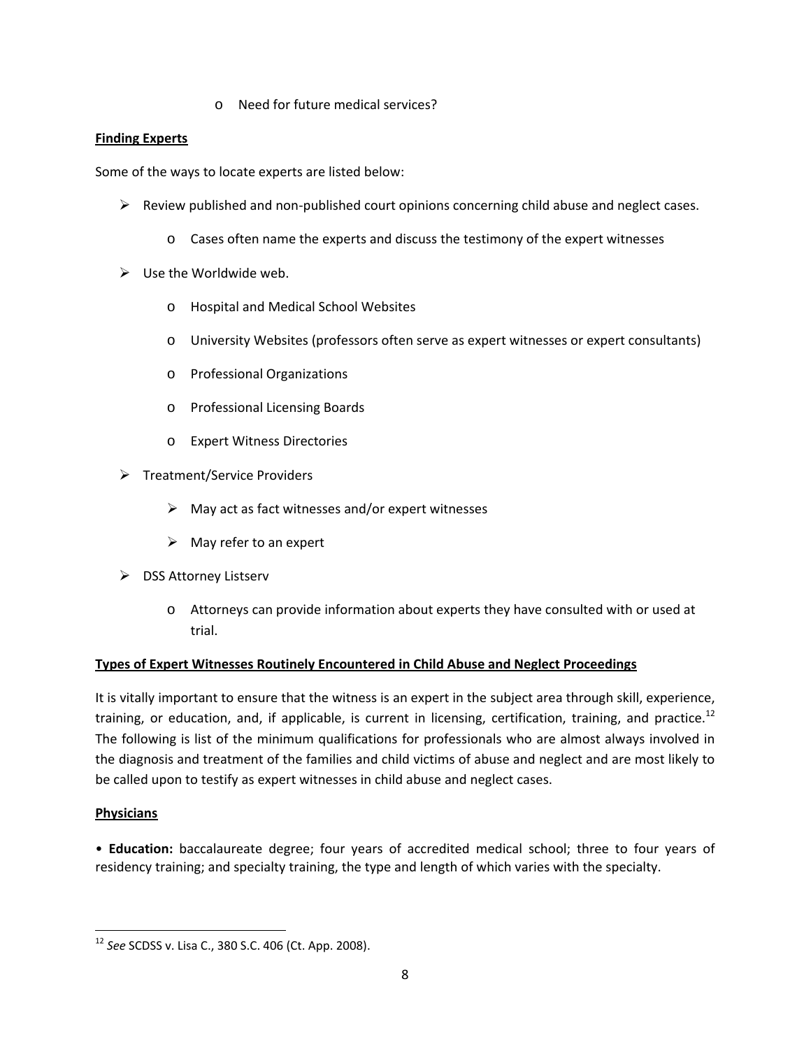- Need for future medical services?

**Finding Experts**

Some of the ways to locate experts are listed below:

- Review published and non-published court opinions concerning child abuse and neglect cases.
  - Cases often name the experts and discuss the testimony of the expert witnesses
- Use the Worldwide web.
  - Hospital and Medical School Websites
  - University Websites (professors often serve as expert witnesses or expert consultants)
  - Professional Organizations
  - Professional Licensing Boards
  - Expert Witness Directories
- Treatment/Service Providers
  - May act as fact witnesses and/or expert witnesses
  - May refer to an expert
- DSS Attorney Listserv
  - Attorneys can provide information about experts they have consulted with or used at trial.

**Types of Expert Witnesses Routinely Encountered in Child Abuse and Neglect Proceedings**

It is vitally important to ensure that the witness is an expert in the subject area through skill, experience, training, or education, and, if applicable, is current in licensing, certification, training, and practice.[12] The following is list of the minimum qualifications for professionals who are almost always involved in the diagnosis and treatment of the families and child victims of abuse and neglect and are most likely to be called upon to testify as expert witnesses in child abuse and neglect cases.

**Physicians**

• **Education:** baccalaureate degree; four years of accredited medical school; three to four years of residency training; and specialty training, the type and length of which varies with the specialty.

---

[12] *See* SCDSS v. Lisa C., 380 S.C. 406 (Ct. App. 2008).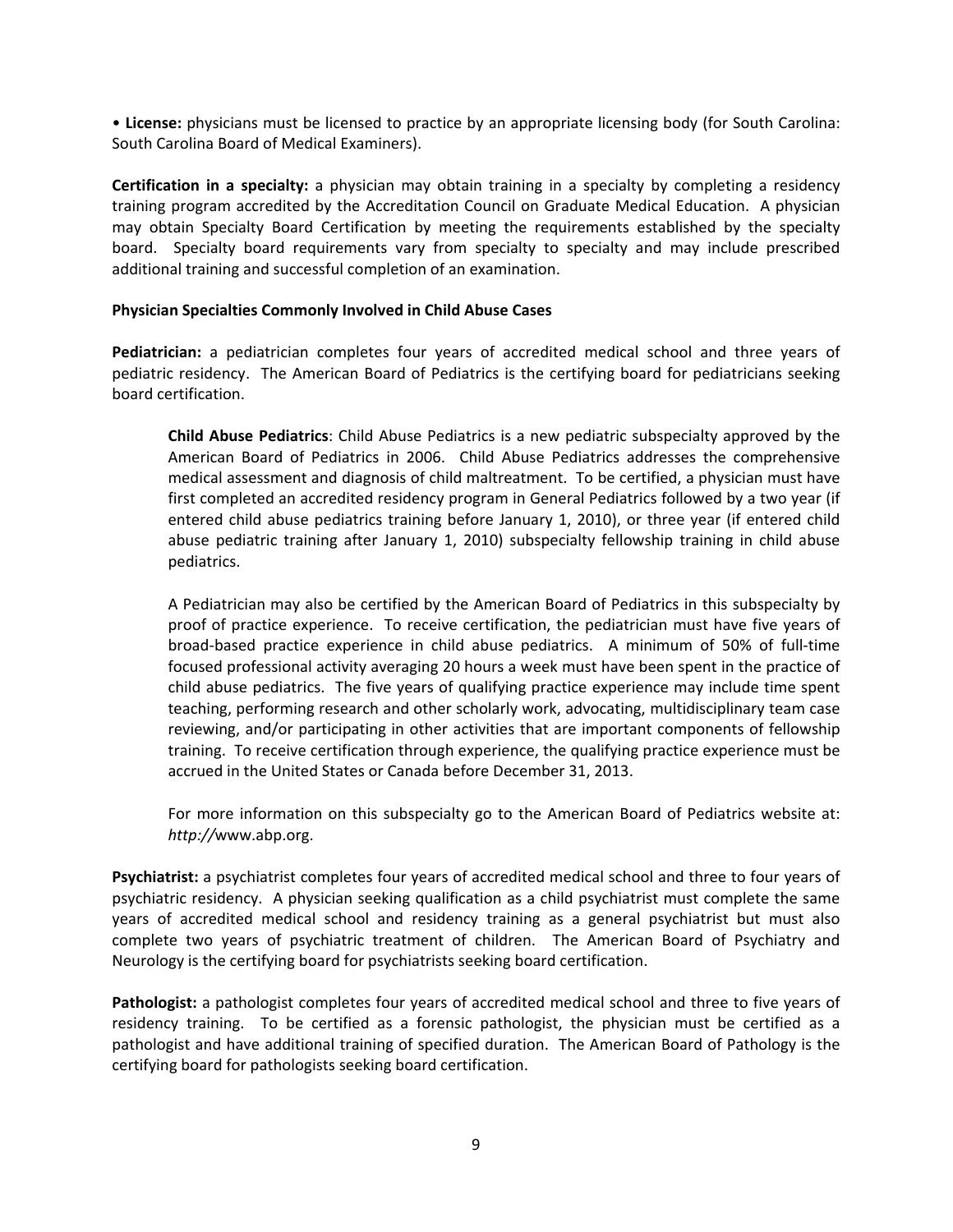• **License:** physicians must be licensed to practice by an appropriate licensing body (for South Carolina: South Carolina Board of Medical Examiners).

**Certification in a specialty:** a physician may obtain training in a specialty by completing a residency training program accredited by the Accreditation Council on Graduate Medical Education. A physician may obtain Specialty Board Certification by meeting the requirements established by the specialty board. Specialty board requirements vary from specialty to specialty and may include prescribed additional training and successful completion of an examination.

**Physician Specialties Commonly Involved in Child Abuse Cases**

**Pediatrician:** a pediatrician completes four years of accredited medical school and three years of pediatric residency. The American Board of Pediatrics is the certifying board for pediatricians seeking board certification.

> **Child Abuse Pediatrics**: Child Abuse Pediatrics is a new pediatric subspecialty approved by the American Board of Pediatrics in 2006. Child Abuse Pediatrics addresses the comprehensive medical assessment and diagnosis of child maltreatment. To be certified, a physician must have first completed an accredited residency program in General Pediatrics followed by a two year (if entered child abuse pediatrics training before January 1, 2010), or three year (if entered child abuse pediatric training after January 1, 2010) subspecialty fellowship training in child abuse pediatrics.
>
> A Pediatrician may also be certified by the American Board of Pediatrics in this subspecialty by proof of practice experience. To receive certification, the pediatrician must have five years of broad-based practice experience in child abuse pediatrics. A minimum of 50% of full-time focused professional activity averaging 20 hours a week must have been spent in the practice of child abuse pediatrics. The five years of qualifying practice experience may include time spent teaching, performing research and other scholarly work, advocating, multidisciplinary team case reviewing, and/or participating in other activities that are important components of fellowship training. To receive certification through experience, the qualifying practice experience must be accrued in the United States or Canada before December 31, 2013.
>
> For more information on this subspecialty go to the American Board of Pediatrics website at: *http://*www.abp.org.

**Psychiatrist:** a psychiatrist completes four years of accredited medical school and three to four years of psychiatric residency. A physician seeking qualification as a child psychiatrist must complete the same years of accredited medical school and residency training as a general psychiatrist but must also complete two years of psychiatric treatment of children. The American Board of Psychiatry and Neurology is the certifying board for psychiatrists seeking board certification.

**Pathologist:** a pathologist completes four years of accredited medical school and three to five years of residency training. To be certified as a forensic pathologist, the physician must be certified as a pathologist and have additional training of specified duration. The American Board of Pathology is the certifying board for pathologists seeking board certification.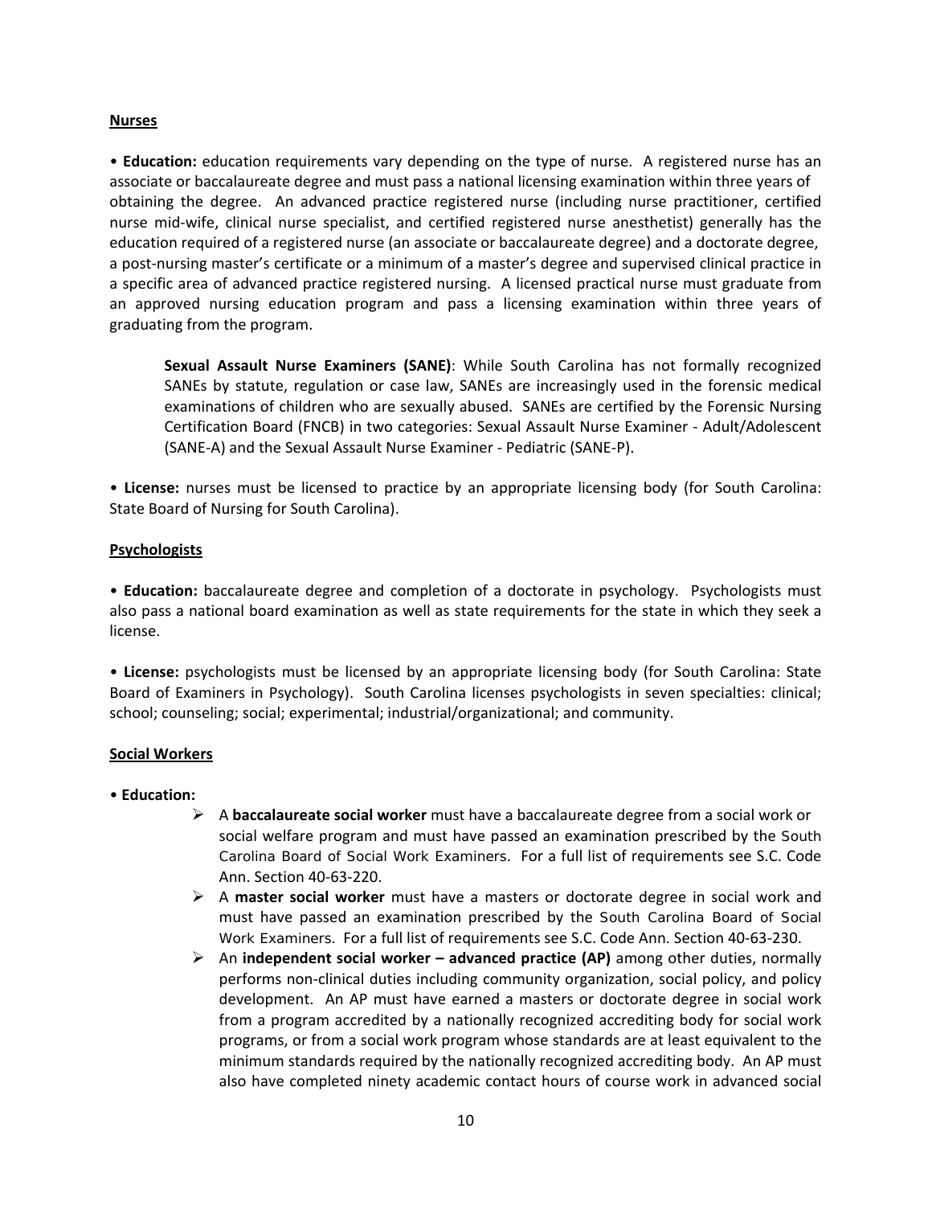**Nurses**

• **Education:** education requirements vary depending on the type of nurse. A registered nurse has an associate or baccalaureate degree and must pass a national licensing examination within three years of obtaining the degree. An advanced practice registered nurse (including nurse practitioner, certified nurse mid-wife, clinical nurse specialist, and certified registered nurse anesthetist) generally has the education required of a registered nurse (an associate or baccalaureate degree) and a doctorate degree, a post-nursing master's certificate or a minimum of a master's degree and supervised clinical practice in a specific area of advanced practice registered nursing. A licensed practical nurse must graduate from an approved nursing education program and pass a licensing examination within three years of graduating from the program.

> **Sexual Assault Nurse Examiners (SANE)**: While South Carolina has not formally recognized SANEs by statute, regulation or case law, SANEs are increasingly used in the forensic medical examinations of children who are sexually abused. SANEs are certified by the Forensic Nursing Certification Board (FNCB) in two categories: Sexual Assault Nurse Examiner - Adult/Adolescent (SANE-A) and the Sexual Assault Nurse Examiner - Pediatric (SANE-P).

• **License:** nurses must be licensed to practice by an appropriate licensing body (for South Carolina: State Board of Nursing for South Carolina).

**Psychologists**

• **Education:** baccalaureate degree and completion of a doctorate in psychology. Psychologists must also pass a national board examination as well as state requirements for the state in which they seek a license.

• **License:** psychologists must be licensed by an appropriate licensing body (for South Carolina: State Board of Examiners in Psychology). South Carolina licenses psychologists in seven specialties: clinical; school; counseling; social; experimental; industrial/organizational; and community.

**Social Workers**

• **Education:**

- A **baccalaureate social worker** must have a baccalaureate degree from a social work or social welfare program and must have passed an examination prescribed by the South Carolina Board of Social Work Examiners. For a full list of requirements see S.C. Code Ann. Section 40-63-220.
- A **master social worker** must have a masters or doctorate degree in social work and must have passed an examination prescribed by the South Carolina Board of Social Work Examiners. For a full list of requirements see S.C. Code Ann. Section 40-63-230.
- An **independent social worker – advanced practice (AP)** among other duties, normally performs non-clinical duties including community organization, social policy, and policy development. An AP must have earned a masters or doctorate degree in social work from a program accredited by a nationally recognized accrediting body for social work programs, or from a social work program whose standards are at least equivalent to the minimum standards required by the nationally recognized accrediting body. An AP must also have completed ninety academic contact hours of course work in advanced social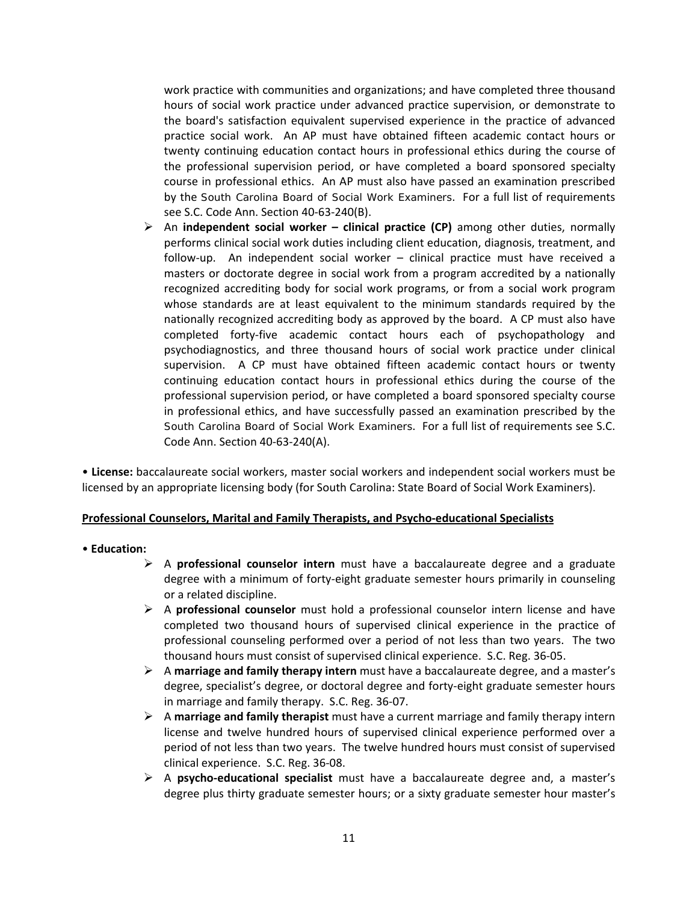work practice with communities and organizations; and have completed three thousand hours of social work practice under advanced practice supervision, or demonstrate to the board's satisfaction equivalent supervised experience in the practice of advanced practice social work. An AP must have obtained fifteen academic contact hours or twenty continuing education contact hours in professional ethics during the course of the professional supervision period, or have completed a board sponsored specialty course in professional ethics. An AP must also have passed an examination prescribed by the South Carolina Board of Social Work Examiners. For a full list of requirements see S.C. Code Ann. Section 40-63-240(B).

- An **independent social worker – clinical practice (CP)** among other duties, normally performs clinical social work duties including client education, diagnosis, treatment, and follow-up. An independent social worker – clinical practice must have received a masters or doctorate degree in social work from a program accredited by a nationally recognized accrediting body for social work programs, or from a social work program whose standards are at least equivalent to the minimum standards required by the nationally recognized accrediting body as approved by the board. A CP must also have completed forty-five academic contact hours each of psychopathology and psychodiagnostics, and three thousand hours of social work practice under clinical supervision. A CP must have obtained fifteen academic contact hours or twenty continuing education contact hours in professional ethics during the course of the professional supervision period, or have completed a board sponsored specialty course in professional ethics, and have successfully passed an examination prescribed by the South Carolina Board of Social Work Examiners. For a full list of requirements see S.C. Code Ann. Section 40-63-240(A).

• **License:** baccalaureate social workers, master social workers and independent social workers must be licensed by an appropriate licensing body (for South Carolina: State Board of Social Work Examiners).

**Professional Counselors, Marital and Family Therapists, and Psycho-educational Specialists**

• **Education:**

- A **professional counselor intern** must have a baccalaureate degree and a graduate degree with a minimum of forty-eight graduate semester hours primarily in counseling or a related discipline.
- A **professional counselor** must hold a professional counselor intern license and have completed two thousand hours of supervised clinical experience in the practice of professional counseling performed over a period of not less than two years. The two thousand hours must consist of supervised clinical experience. S.C. Reg. 36-05.
- A **marriage and family therapy intern** must have a baccalaureate degree, and a master's degree, specialist's degree, or doctoral degree and forty-eight graduate semester hours in marriage and family therapy. S.C. Reg. 36-07.
- A **marriage and family therapist** must have a current marriage and family therapy intern license and twelve hundred hours of supervised clinical experience performed over a period of not less than two years. The twelve hundred hours must consist of supervised clinical experience. S.C. Reg. 36-08.
- A **psycho-educational specialist** must have a baccalaureate degree and, a master's degree plus thirty graduate semester hours; or a sixty graduate semester hour master's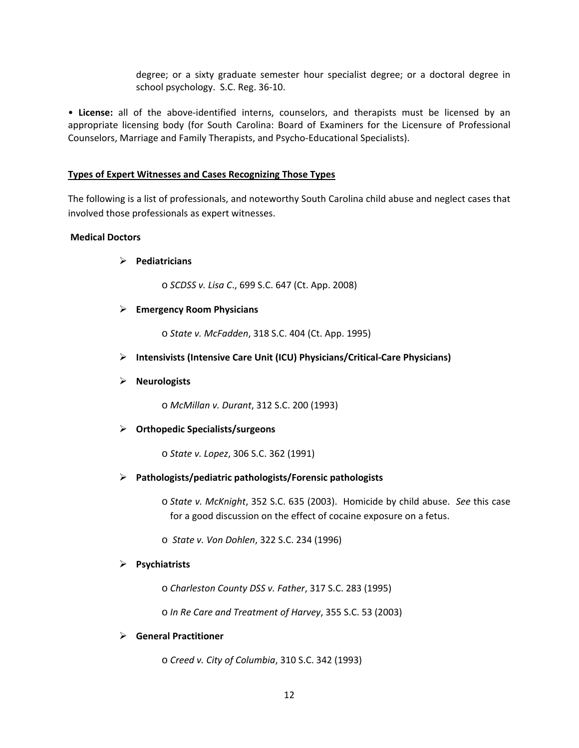degree; or a sixty graduate semester hour specialist degree; or a doctoral degree in school psychology. S.C. Reg. 36-10.

• **License:** all of the above-identified interns, counselors, and therapists must be licensed by an appropriate licensing body (for South Carolina: Board of Examiners for the Licensure of Professional Counselors, Marriage and Family Therapists, and Psycho-Educational Specialists).

**<u>Types of Expert Witnesses and Cases Recognizing Those Types</u>**

The following is a list of professionals, and noteworthy South Carolina child abuse and neglect cases that involved those professionals as expert witnesses.

**Medical Doctors**

- **Pediatricians**
  - *SCDSS v. Lisa C.*, 699 S.C. 647 (Ct. App. 2008)
- **Emergency Room Physicians**
  - *State v. McFadden*, 318 S.C. 404 (Ct. App. 1995)
- **Intensivists (Intensive Care Unit (ICU) Physicians/Critical-Care Physicians)**
- **Neurologists**
  - *McMillan v. Durant*, 312 S.C. 200 (1993)
- **Orthopedic Specialists/surgeons**
  - *State v. Lopez*, 306 S.C. 362 (1991)
- **Pathologists/pediatric pathologists/Forensic pathologists**
  - *State v. McKnight*, 352 S.C. 635 (2003). Homicide by child abuse. *See* this case for a good discussion on the effect of cocaine exposure on a fetus.
  - *State v. Von Dohlen*, 322 S.C. 234 (1996)
- **Psychiatrists**
  - *Charleston County DSS v. Father*, 317 S.C. 283 (1995)
  - *In Re Care and Treatment of Harvey*, 355 S.C. 53 (2003)
- **General Practitioner**
  - *Creed v. City of Columbia*, 310 S.C. 342 (1993)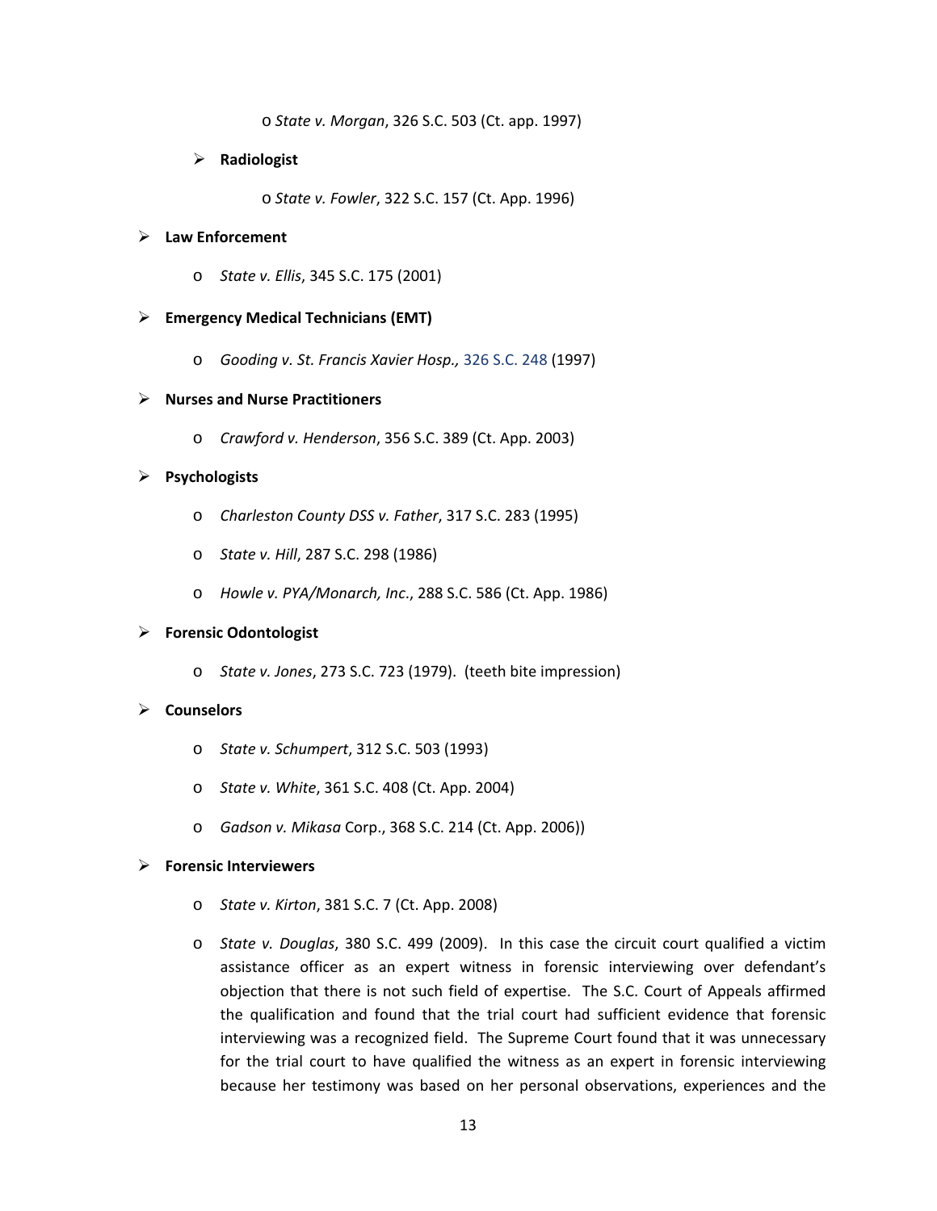- *State v. Morgan*, 326 S.C. 503 (Ct. app. 1997)

- **Radiologist**

  - *State v. Fowler*, 322 S.C. 157 (Ct. App. 1996)

- **Law Enforcement**

  - *State v. Ellis*, 345 S.C. 175 (2001)

- **Emergency Medical Technicians (EMT)**

  - *Gooding v. St. Francis Xavier Hosp.,* 326 S.C. 248 (1997)

- **Nurses and Nurse Practitioners**

  - *Crawford v. Henderson*, 356 S.C. 389 (Ct. App. 2003)

- **Psychologists**

  - *Charleston County DSS v. Father*, 317 S.C. 283 (1995)
  - *State v. Hill*, 287 S.C. 298 (1986)
  - *Howle v. PYA/Monarch, Inc*., 288 S.C. 586 (Ct. App. 1986)

- **Forensic Odontologist**

  - *State v. Jones*, 273 S.C. 723 (1979). (teeth bite impression)

- **Counselors**

  - *State v. Schumpert*, 312 S.C. 503 (1993)
  - *State v. White*, 361 S.C. 408 (Ct. App. 2004)
  - *Gadson v. Mikasa* Corp., 368 S.C. 214 (Ct. App. 2006))

- **Forensic Interviewers**

  - *State v. Kirton*, 381 S.C. 7 (Ct. App. 2008)
  - *State v. Douglas*, 380 S.C. 499 (2009). In this case the circuit court qualified a victim assistance officer as an expert witness in forensic interviewing over defendant's objection that there is not such field of expertise. The S.C. Court of Appeals affirmed the qualification and found that the trial court had sufficient evidence that forensic interviewing was a recognized field. The Supreme Court found that it was unnecessary for the trial court to have qualified the witness as an expert in forensic interviewing because her testimony was based on her personal observations, experiences and the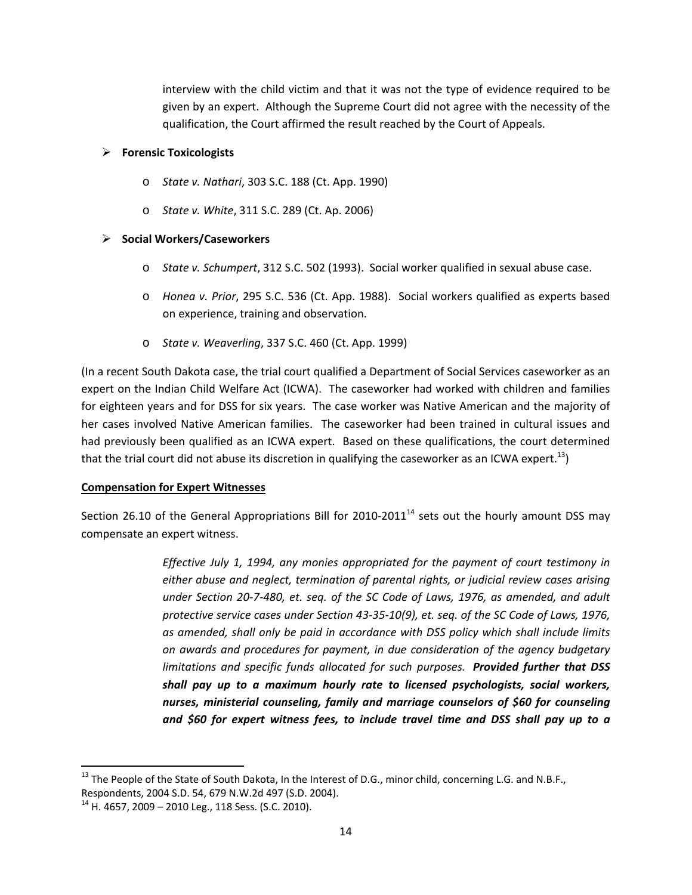interview with the child victim and that it was not the type of evidence required to be given by an expert. Although the Supreme Court did not agree with the necessity of the qualification, the Court affirmed the result reached by the Court of Appeals.

- **Forensic Toxicologists**
  - *State v. Nathari*, 303 S.C. 188 (Ct. App. 1990)
  - *State v. White*, 311 S.C. 289 (Ct. Ap. 2006)

- **Social Workers/Caseworkers**
  - *State v. Schumpert*, 312 S.C. 502 (1993). Social worker qualified in sexual abuse case.
  - *Honea v. Prior*, 295 S.C. 536 (Ct. App. 1988). Social workers qualified as experts based on experience, training and observation.
  - *State v. Weaverling*, 337 S.C. 460 (Ct. App. 1999)

(In a recent South Dakota case, the trial court qualified a Department of Social Services caseworker as an expert on the Indian Child Welfare Act (ICWA). The caseworker had worked with children and families for eighteen years and for DSS for six years. The case worker was Native American and the majority of her cases involved Native American families. The caseworker had been trained in cultural issues and had previously been qualified as an ICWA expert. Based on these qualifications, the court determined that the trial court did not abuse its discretion in qualifying the caseworker as an ICWA expert.[13])

**Compensation for Expert Witnesses**

Section 26.10 of the General Appropriations Bill for 2010-2011[14] sets out the hourly amount DSS may compensate an expert witness.

> *Effective July 1, 1994, any monies appropriated for the payment of court testimony in either abuse and neglect, termination of parental rights, or judicial review cases arising under Section 20-7-480, et. seq. of the SC Code of Laws, 1976, as amended, and adult protective service cases under Section 43-35-10(9), et. seq. of the SC Code of Laws, 1976, as amended, shall only be paid in accordance with DSS policy which shall include limits on awards and procedures for payment, in due consideration of the agency budgetary limitations and specific funds allocated for such purposes.* ***Provided further that DSS shall pay up to a maximum hourly rate to licensed psychologists, social workers, nurses, ministerial counseling, family and marriage counselors of $60 for counseling and $60 for expert witness fees, to include travel time and DSS shall pay up to a***

---

[13] The People of the State of South Dakota, In the Interest of D.G., minor child, concerning L.G. and N.B.F., Respondents, 2004 S.D. 54, 679 N.W.2d 497 (S.D. 2004).

[14] H. 4657, 2009 – 2010 Leg., 118 Sess. (S.C. 2010).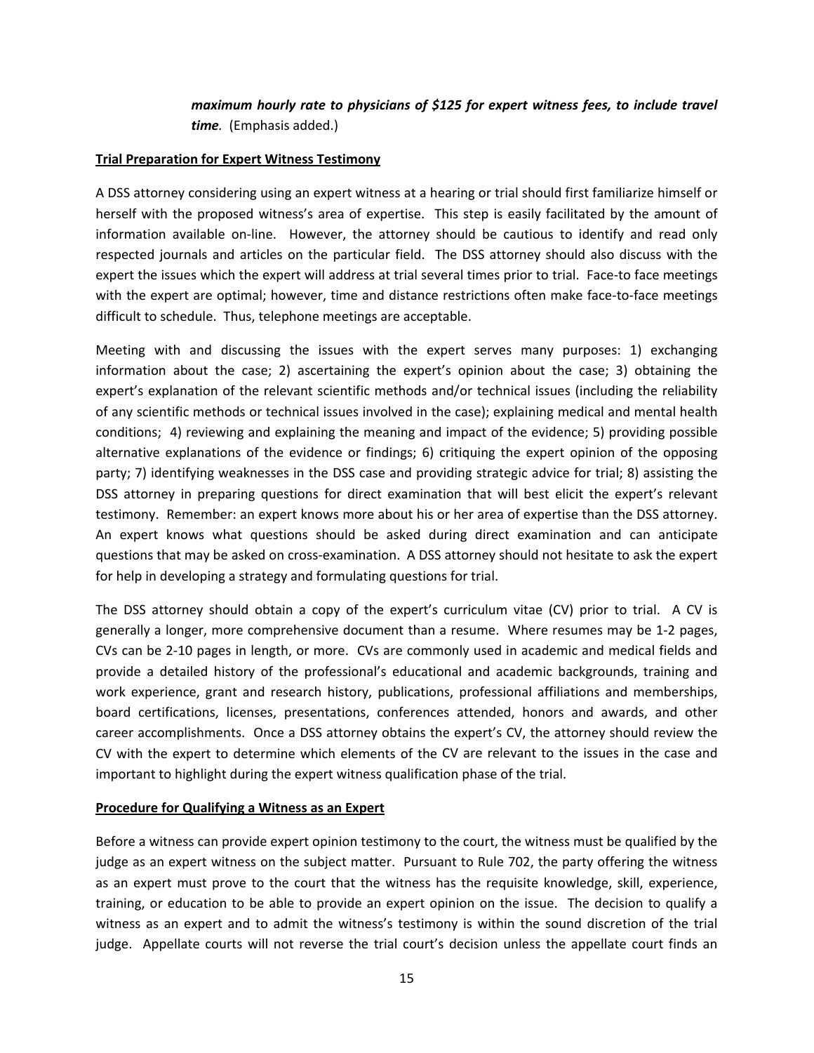*maximum hourly rate to physicians of $125 for expert witness fees, to include travel time.* (Emphasis added.)

**Trial Preparation for Expert Witness Testimony**

A DSS attorney considering using an expert witness at a hearing or trial should first familiarize himself or herself with the proposed witness's area of expertise. This step is easily facilitated by the amount of information available on-line. However, the attorney should be cautious to identify and read only respected journals and articles on the particular field. The DSS attorney should also discuss with the expert the issues which the expert will address at trial several times prior to trial. Face-to face meetings with the expert are optimal; however, time and distance restrictions often make face-to-face meetings difficult to schedule. Thus, telephone meetings are acceptable.

Meeting with and discussing the issues with the expert serves many purposes: 1) exchanging information about the case; 2) ascertaining the expert's opinion about the case; 3) obtaining the expert's explanation of the relevant scientific methods and/or technical issues (including the reliability of any scientific methods or technical issues involved in the case); explaining medical and mental health conditions; 4) reviewing and explaining the meaning and impact of the evidence; 5) providing possible alternative explanations of the evidence or findings; 6) critiquing the expert opinion of the opposing party; 7) identifying weaknesses in the DSS case and providing strategic advice for trial; 8) assisting the DSS attorney in preparing questions for direct examination that will best elicit the expert's relevant testimony. Remember: an expert knows more about his or her area of expertise than the DSS attorney. An expert knows what questions should be asked during direct examination and can anticipate questions that may be asked on cross-examination. A DSS attorney should not hesitate to ask the expert for help in developing a strategy and formulating questions for trial.

The DSS attorney should obtain a copy of the expert's curriculum vitae (CV) prior to trial. A CV is generally a longer, more comprehensive document than a resume. Where resumes may be 1-2 pages, CVs can be 2-10 pages in length, or more. CVs are commonly used in academic and medical fields and provide a detailed history of the professional's educational and academic backgrounds, training and work experience, grant and research history, publications, professional affiliations and memberships, board certifications, licenses, presentations, conferences attended, honors and awards, and other career accomplishments. Once a DSS attorney obtains the expert's CV, the attorney should review the CV with the expert to determine which elements of the CV are relevant to the issues in the case and important to highlight during the expert witness qualification phase of the trial.

**Procedure for Qualifying a Witness as an Expert**

Before a witness can provide expert opinion testimony to the court, the witness must be qualified by the judge as an expert witness on the subject matter. Pursuant to Rule 702, the party offering the witness as an expert must prove to the court that the witness has the requisite knowledge, skill, experience, training, or education to be able to provide an expert opinion on the issue. The decision to qualify a witness as an expert and to admit the witness's testimony is within the sound discretion of the trial judge. Appellate courts will not reverse the trial court's decision unless the appellate court finds an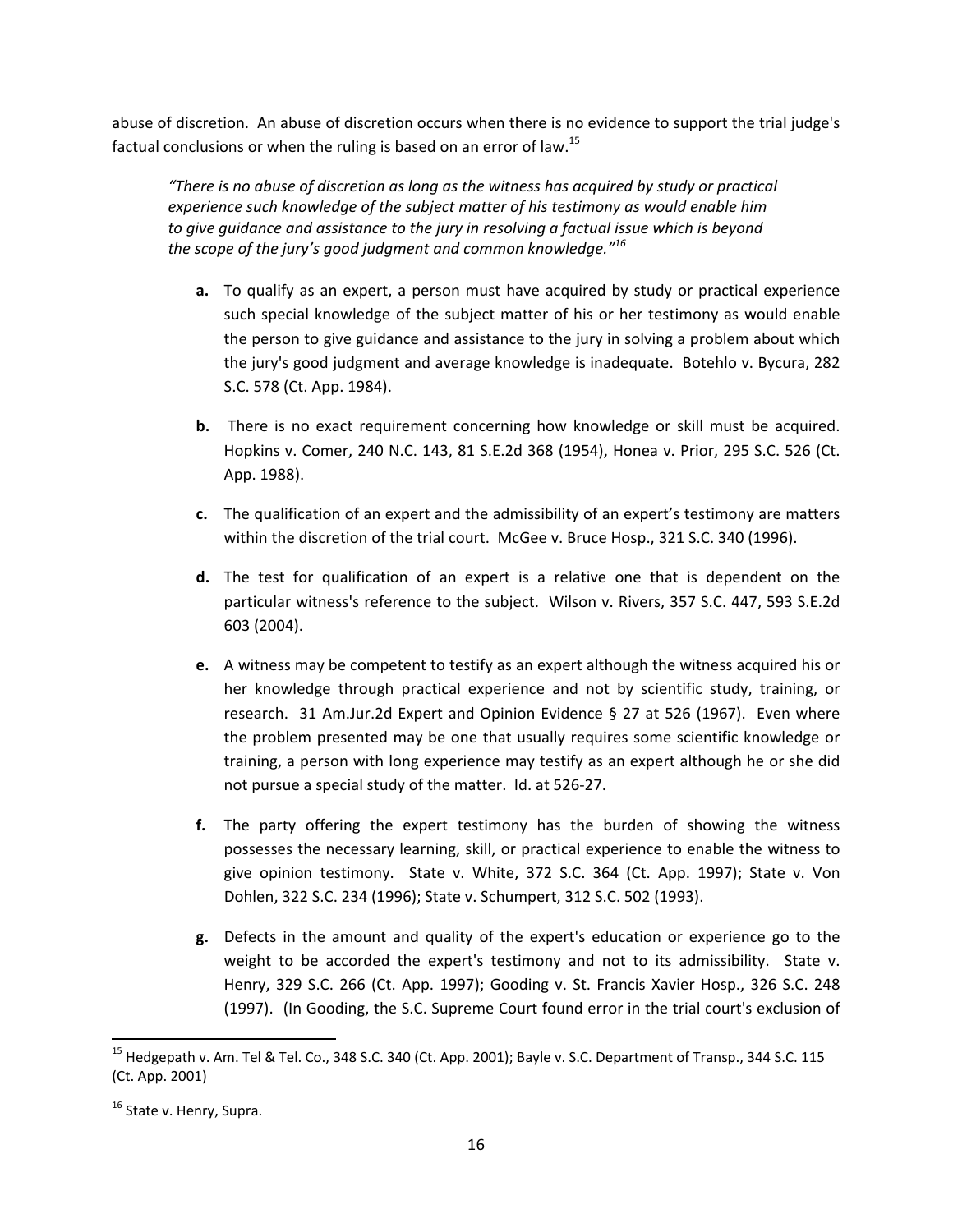abuse of discretion. An abuse of discretion occurs when there is no evidence to support the trial judge's factual conclusions or when the ruling is based on an error of law.[15]

> *"There is no abuse of discretion as long as the witness has acquired by study or practical experience such knowledge of the subject matter of his testimony as would enable him to give guidance and assistance to the jury in resolving a factual issue which is beyond the scope of the jury's good judgment and common knowledge."*[16]

- **a.** To qualify as an expert, a person must have acquired by study or practical experience such special knowledge of the subject matter of his or her testimony as would enable the person to give guidance and assistance to the jury in solving a problem about which the jury's good judgment and average knowledge is inadequate. Botehlo v. Bycura, 282 S.C. 578 (Ct. App. 1984).

- **b.** There is no exact requirement concerning how knowledge or skill must be acquired. Hopkins v. Comer, 240 N.C. 143, 81 S.E.2d 368 (1954), Honea v. Prior, 295 S.C. 526 (Ct. App. 1988).

- **c.** The qualification of an expert and the admissibility of an expert's testimony are matters within the discretion of the trial court. McGee v. Bruce Hosp., 321 S.C. 340 (1996).

- **d.** The test for qualification of an expert is a relative one that is dependent on the particular witness's reference to the subject. Wilson v. Rivers, 357 S.C. 447, 593 S.E.2d 603 (2004).

- **e.** A witness may be competent to testify as an expert although the witness acquired his or her knowledge through practical experience and not by scientific study, training, or research. 31 Am.Jur.2d Expert and Opinion Evidence § 27 at 526 (1967). Even where the problem presented may be one that usually requires some scientific knowledge or training, a person with long experience may testify as an expert although he or she did not pursue a special study of the matter. Id. at 526-27.

- **f.** The party offering the expert testimony has the burden of showing the witness possesses the necessary learning, skill, or practical experience to enable the witness to give opinion testimony. State v. White, 372 S.C. 364 (Ct. App. 1997); State v. Von Dohlen, 322 S.C. 234 (1996); State v. Schumpert, 312 S.C. 502 (1993).

- **g.** Defects in the amount and quality of the expert's education or experience go to the weight to be accorded the expert's testimony and not to its admissibility. State v. Henry, 329 S.C. 266 (Ct. App. 1997); Gooding v. St. Francis Xavier Hosp., 326 S.C. 248 (1997). (In Gooding, the S.C. Supreme Court found error in the trial court's exclusion of

---

[15] Hedgepath v. Am. Tel & Tel. Co., 348 S.C. 340 (Ct. App. 2001); Bayle v. S.C. Department of Transp., 344 S.C. 115 (Ct. App. 2001)

[16] State v. Henry, Supra.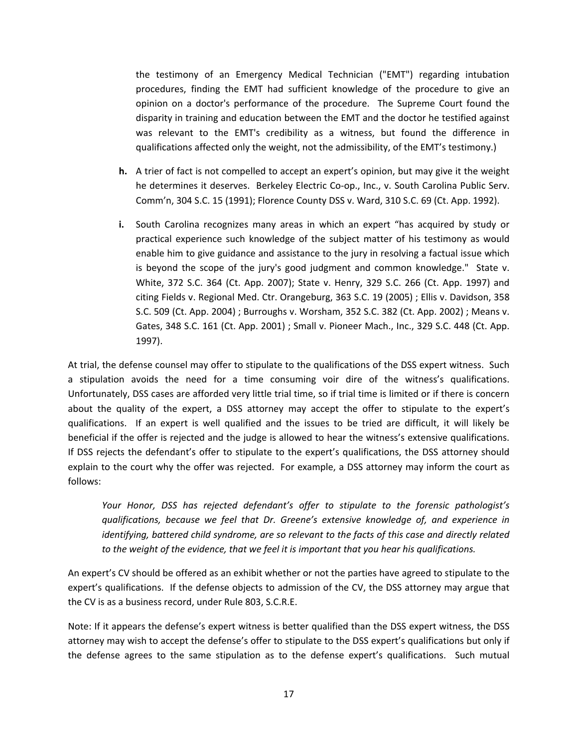the testimony of an Emergency Medical Technician ("EMT") regarding intubation procedures, finding the EMT had sufficient knowledge of the procedure to give an opinion on a doctor's performance of the procedure. The Supreme Court found the disparity in training and education between the EMT and the doctor he testified against was relevant to the EMT's credibility as a witness, but found the difference in qualifications affected only the weight, not the admissibility, of the EMT's testimony.)

**h.** A trier of fact is not compelled to accept an expert's opinion, but may give it the weight he determines it deserves. Berkeley Electric Co-op., Inc., v. South Carolina Public Serv. Comm'n, 304 S.C. 15 (1991); Florence County DSS v. Ward, 310 S.C. 69 (Ct. App. 1992).

**i.** South Carolina recognizes many areas in which an expert "has acquired by study or practical experience such knowledge of the subject matter of his testimony as would enable him to give guidance and assistance to the jury in resolving a factual issue which is beyond the scope of the jury's good judgment and common knowledge." State v. White, 372 S.C. 364 (Ct. App. 2007); State v. Henry, 329 S.C. 266 (Ct. App. 1997) and citing Fields v. Regional Med. Ctr. Orangeburg, 363 S.C. 19 (2005) ; Ellis v. Davidson, 358 S.C. 509 (Ct. App. 2004) ; Burroughs v. Worsham, 352 S.C. 382 (Ct. App. 2002) ; Means v. Gates, 348 S.C. 161 (Ct. App. 2001) ; Small v. Pioneer Mach., Inc., 329 S.C. 448 (Ct. App. 1997).

At trial, the defense counsel may offer to stipulate to the qualifications of the DSS expert witness. Such a stipulation avoids the need for a time consuming voir dire of the witness's qualifications. Unfortunately, DSS cases are afforded very little trial time, so if trial time is limited or if there is concern about the quality of the expert, a DSS attorney may accept the offer to stipulate to the expert's qualifications. If an expert is well qualified and the issues to be tried are difficult, it will likely be beneficial if the offer is rejected and the judge is allowed to hear the witness's extensive qualifications. If DSS rejects the defendant's offer to stipulate to the expert's qualifications, the DSS attorney should explain to the court why the offer was rejected. For example, a DSS attorney may inform the court as follows:

> *Your Honor, DSS has rejected defendant's offer to stipulate to the forensic pathologist's qualifications, because we feel that Dr. Greene's extensive knowledge of, and experience in identifying, battered child syndrome, are so relevant to the facts of this case and directly related to the weight of the evidence, that we feel it is important that you hear his qualifications.*

An expert's CV should be offered as an exhibit whether or not the parties have agreed to stipulate to the expert's qualifications. If the defense objects to admission of the CV, the DSS attorney may argue that the CV is as a business record, under Rule 803, S.C.R.E.

Note: If it appears the defense's expert witness is better qualified than the DSS expert witness, the DSS attorney may wish to accept the defense's offer to stipulate to the DSS expert's qualifications but only if the defense agrees to the same stipulation as to the defense expert's qualifications. Such mutual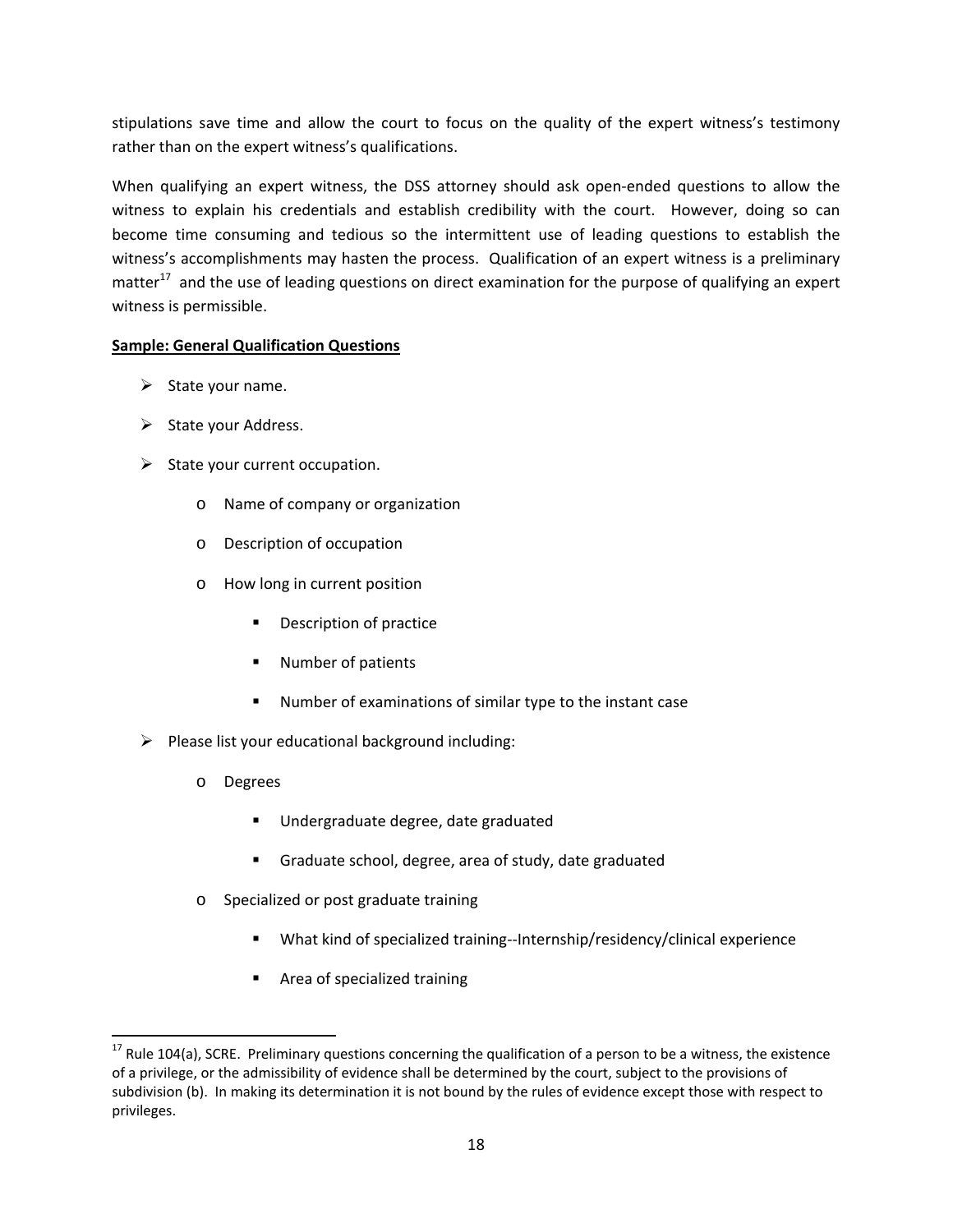stipulations save time and allow the court to focus on the quality of the expert witness's testimony rather than on the expert witness's qualifications.

When qualifying an expert witness, the DSS attorney should ask open-ended questions to allow the witness to explain his credentials and establish credibility with the court. However, doing so can become time consuming and tedious so the intermittent use of leading questions to establish the witness's accomplishments may hasten the process. Qualification of an expert witness is a preliminary matter[17] and the use of leading questions on direct examination for the purpose of qualifying an expert witness is permissible.

**Sample: General Qualification Questions**

- State your name.
- State your Address.
- State your current occupation.
  - Name of company or organization
  - Description of occupation
  - How long in current position
    - Description of practice
    - Number of patients
    - Number of examinations of similar type to the instant case
- Please list your educational background including:
  - Degrees
    - Undergraduate degree, date graduated
    - Graduate school, degree, area of study, date graduated
  - Specialized or post graduate training
    - What kind of specialized training--Internship/residency/clinical experience
    - Area of specialized training

---

[17] Rule 104(a), SCRE. Preliminary questions concerning the qualification of a person to be a witness, the existence of a privilege, or the admissibility of evidence shall be determined by the court, subject to the provisions of subdivision (b). In making its determination it is not bound by the rules of evidence except those with respect to privileges.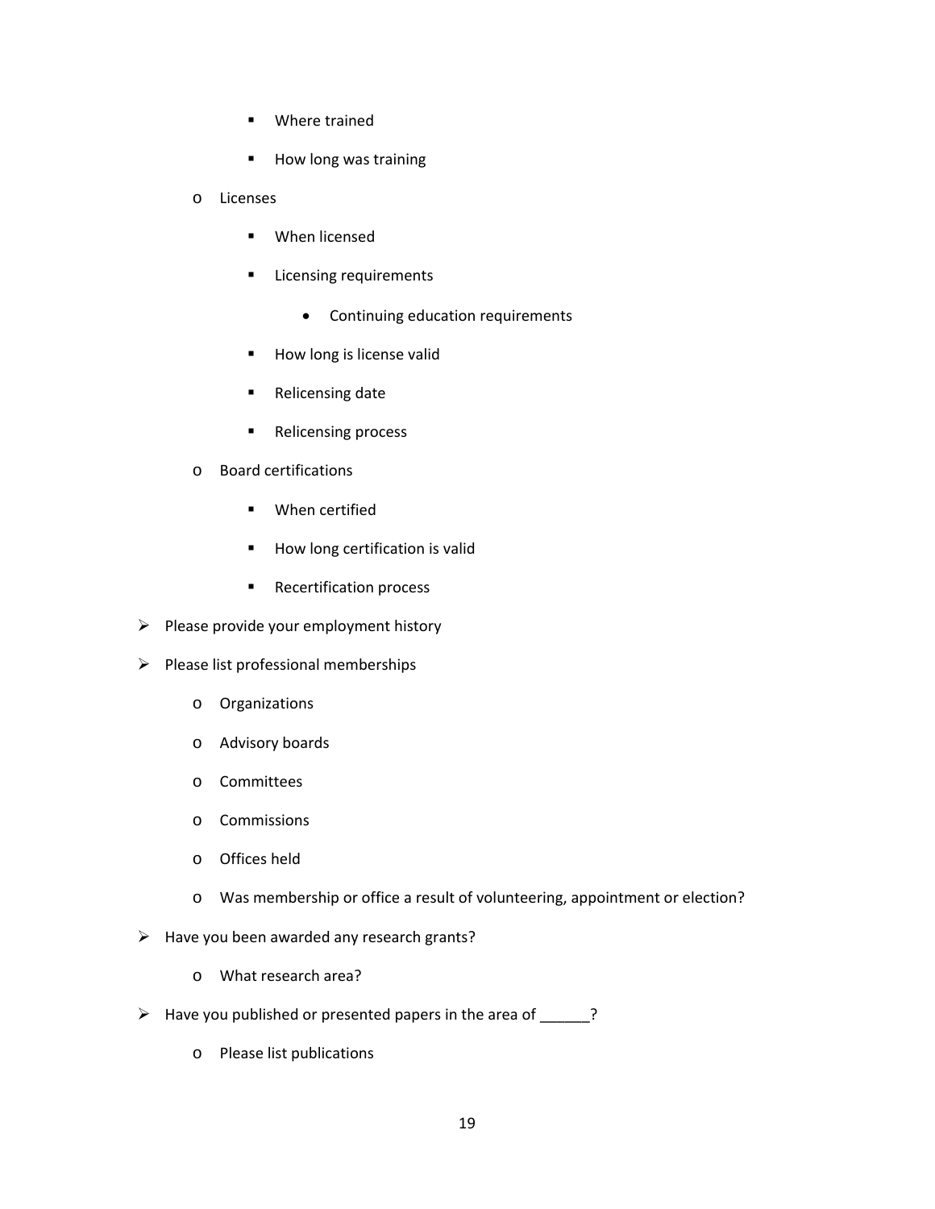- Where trained
        - How long was training
    - Licenses
        - When licensed
        - Licensing requirements
            - Continuing education requirements
        - How long is license valid
        - Relicensing date
        - Relicensing process
    - Board certifications
        - When certified
        - How long certification is valid
        - Recertification process
- Please provide your employment history
- Please list professional memberships
    - Organizations
    - Advisory boards
    - Committees
    - Commissions
    - Offices held
    - Was membership or office a result of volunteering, appointment or election?
- Have you been awarded any research grants?
    - What research area?
- Have you published or presented papers in the area of ______?
    - Please list publications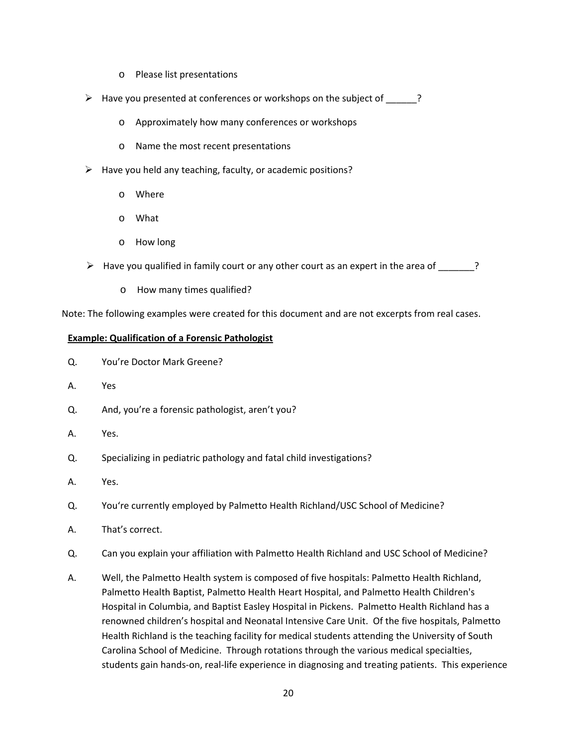- Please list presentations

- Have you presented at conferences or workshops on the subject of ______?
  - Approximately how many conferences or workshops
  - Name the most recent presentations

- Have you held any teaching, faculty, or academic positions?
  - Where
  - What
  - How long

- Have you qualified in family court or any other court as an expert in the area of _______?
  - How many times qualified?

Note: The following examples were created for this document and are not excerpts from real cases.

**<u>Example: Qualification of a Forensic Pathologist</u>**

Q. You're Doctor Mark Greene?

A. Yes

Q. And, you're a forensic pathologist, aren't you?

A. Yes.

Q. Specializing in pediatric pathology and fatal child investigations?

A. Yes.

Q. You're currently employed by Palmetto Health Richland/USC School of Medicine?

A. That's correct.

Q. Can you explain your affiliation with Palmetto Health Richland and USC School of Medicine?

A. Well, the Palmetto Health system is composed of five hospitals: Palmetto Health Richland, Palmetto Health Baptist, Palmetto Health Heart Hospital, and Palmetto Health Children's Hospital in Columbia, and Baptist Easley Hospital in Pickens. Palmetto Health Richland has a renowned children's hospital and Neonatal Intensive Care Unit. Of the five hospitals, Palmetto Health Richland is the teaching facility for medical students attending the University of South Carolina School of Medicine. Through rotations through the various medical specialties, students gain hands-on, real-life experience in diagnosing and treating patients. This experience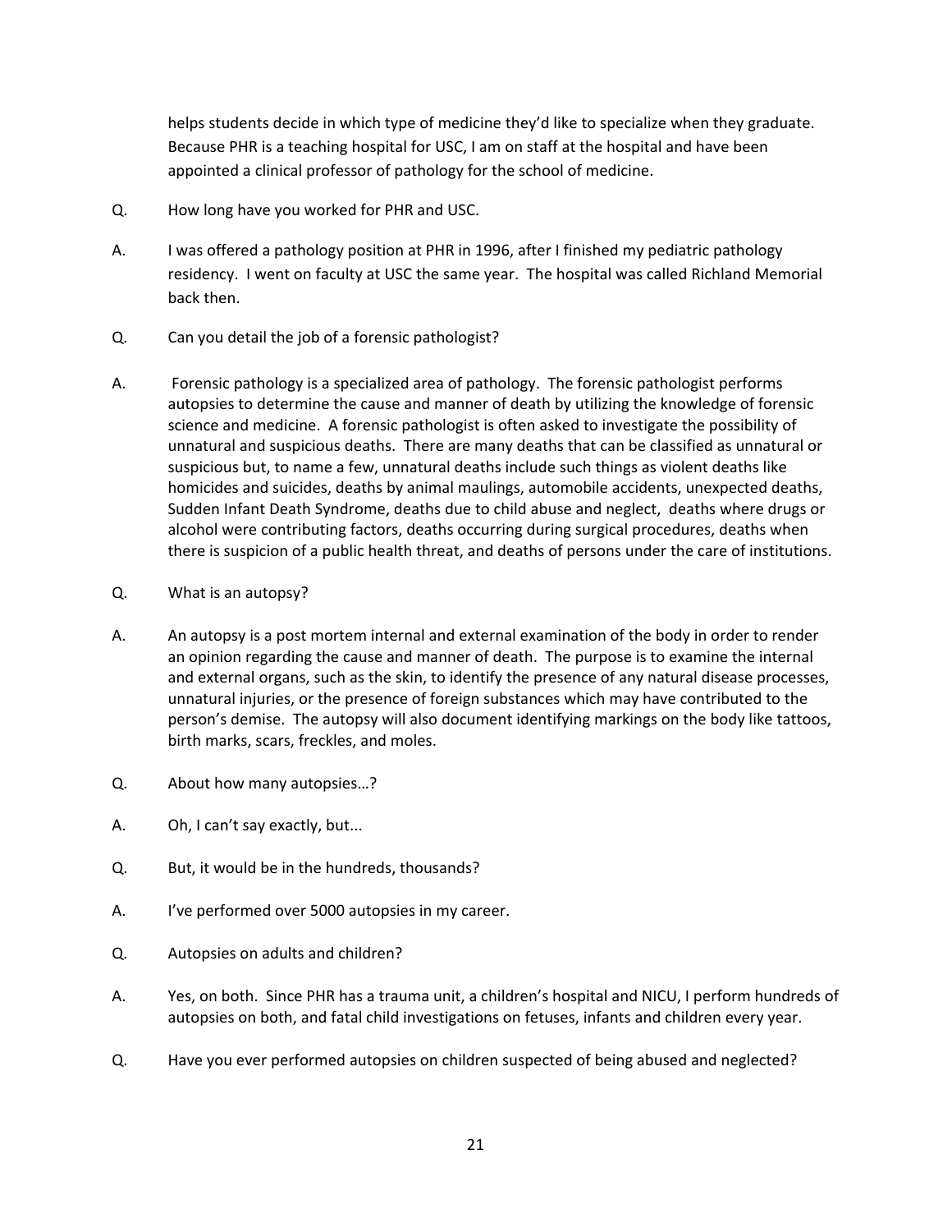helps students decide in which type of medicine they'd like to specialize when they graduate. Because PHR is a teaching hospital for USC, I am on staff at the hospital and have been appointed a clinical professor of pathology for the school of medicine.

Q. How long have you worked for PHR and USC.

A. I was offered a pathology position at PHR in 1996, after I finished my pediatric pathology residency. I went on faculty at USC the same year. The hospital was called Richland Memorial back then.

Q. Can you detail the job of a forensic pathologist?

A. Forensic pathology is a specialized area of pathology. The forensic pathologist performs autopsies to determine the cause and manner of death by utilizing the knowledge of forensic science and medicine. A forensic pathologist is often asked to investigate the possibility of unnatural and suspicious deaths. There are many deaths that can be classified as unnatural or suspicious but, to name a few, unnatural deaths include such things as violent deaths like homicides and suicides, deaths by animal maulings, automobile accidents, unexpected deaths, Sudden Infant Death Syndrome, deaths due to child abuse and neglect, deaths where drugs or alcohol were contributing factors, deaths occurring during surgical procedures, deaths when there is suspicion of a public health threat, and deaths of persons under the care of institutions.

Q. What is an autopsy?

A. An autopsy is a post mortem internal and external examination of the body in order to render an opinion regarding the cause and manner of death. The purpose is to examine the internal and external organs, such as the skin, to identify the presence of any natural disease processes, unnatural injuries, or the presence of foreign substances which may have contributed to the person's demise. The autopsy will also document identifying markings on the body like tattoos, birth marks, scars, freckles, and moles.

Q. About how many autopsies…?

A. Oh, I can't say exactly, but...

Q. But, it would be in the hundreds, thousands?

A. I've performed over 5000 autopsies in my career.

Q. Autopsies on adults and children?

A. Yes, on both. Since PHR has a trauma unit, a children's hospital and NICU, I perform hundreds of autopsies on both, and fatal child investigations on fetuses, infants and children every year.

Q. Have you ever performed autopsies on children suspected of being abused and neglected?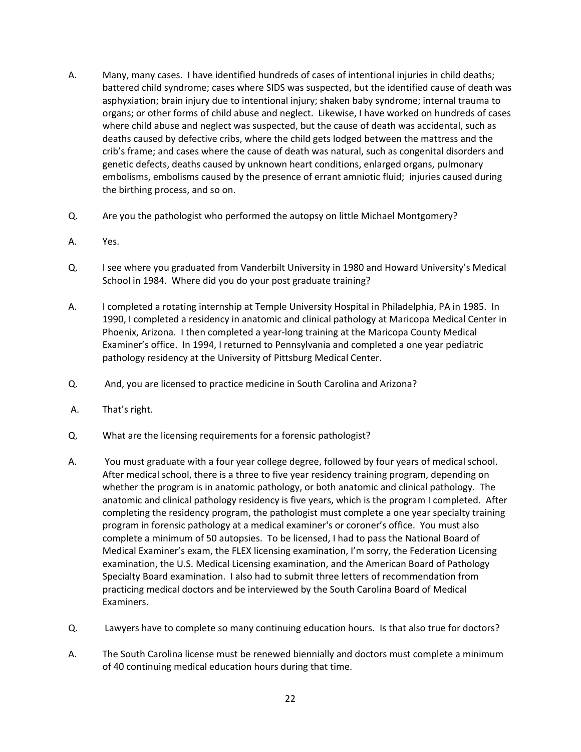A. Many, many cases. I have identified hundreds of cases of intentional injuries in child deaths; battered child syndrome; cases where SIDS was suspected, but the identified cause of death was asphyxiation; brain injury due to intentional injury; shaken baby syndrome; internal trauma to organs; or other forms of child abuse and neglect. Likewise, I have worked on hundreds of cases where child abuse and neglect was suspected, but the cause of death was accidental, such as deaths caused by defective cribs, where the child gets lodged between the mattress and the crib's frame; and cases where the cause of death was natural, such as congenital disorders and genetic defects, deaths caused by unknown heart conditions, enlarged organs, pulmonary embolisms, embolisms caused by the presence of errant amniotic fluid; injuries caused during the birthing process, and so on.

Q. Are you the pathologist who performed the autopsy on little Michael Montgomery?

A. Yes.

Q. I see where you graduated from Vanderbilt University in 1980 and Howard University's Medical School in 1984. Where did you do your post graduate training?

A. I completed a rotating internship at Temple University Hospital in Philadelphia, PA in 1985. In 1990, I completed a residency in anatomic and clinical pathology at Maricopa Medical Center in Phoenix, Arizona. I then completed a year-long training at the Maricopa County Medical Examiner's office. In 1994, I returned to Pennsylvania and completed a one year pediatric pathology residency at the University of Pittsburg Medical Center.

Q. And, you are licensed to practice medicine in South Carolina and Arizona?

A. That's right.

Q. What are the licensing requirements for a forensic pathologist?

A. You must graduate with a four year college degree, followed by four years of medical school. After medical school, there is a three to five year residency training program, depending on whether the program is in anatomic pathology, or both anatomic and clinical pathology. The anatomic and clinical pathology residency is five years, which is the program I completed. After completing the residency program, the pathologist must complete a one year specialty training program in forensic pathology at a medical examiner's or coroner's office. You must also complete a minimum of 50 autopsies. To be licensed, I had to pass the National Board of Medical Examiner's exam, the FLEX licensing examination, I'm sorry, the Federation Licensing examination, the U.S. Medical Licensing examination, and the American Board of Pathology Specialty Board examination. I also had to submit three letters of recommendation from practicing medical doctors and be interviewed by the South Carolina Board of Medical Examiners.

Q. Lawyers have to complete so many continuing education hours. Is that also true for doctors?

A. The South Carolina license must be renewed biennially and doctors must complete a minimum of 40 continuing medical education hours during that time.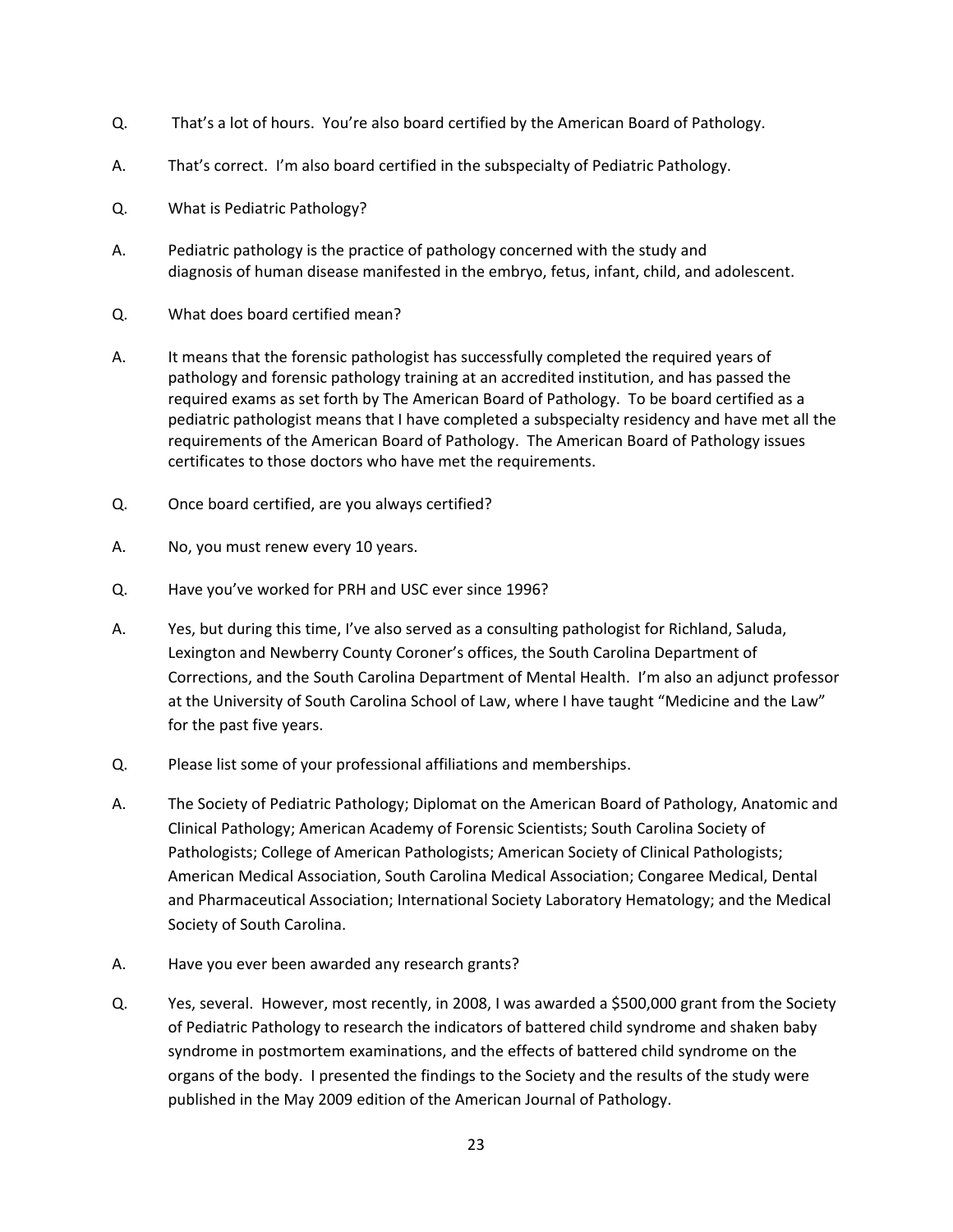Q. That's a lot of hours. You're also board certified by the American Board of Pathology.

A. That's correct. I'm also board certified in the subspecialty of Pediatric Pathology.

Q. What is Pediatric Pathology?

A. Pediatric pathology is the practice of pathology concerned with the study and diagnosis of human disease manifested in the embryo, fetus, infant, child, and adolescent.

Q. What does board certified mean?

A. It means that the forensic pathologist has successfully completed the required years of pathology and forensic pathology training at an accredited institution, and has passed the required exams as set forth by The American Board of Pathology. To be board certified as a pediatric pathologist means that I have completed a subspecialty residency and have met all the requirements of the American Board of Pathology. The American Board of Pathology issues certificates to those doctors who have met the requirements.

Q. Once board certified, are you always certified?

A. No, you must renew every 10 years.

Q. Have you've worked for PRH and USC ever since 1996?

A. Yes, but during this time, I've also served as a consulting pathologist for Richland, Saluda, Lexington and Newberry County Coroner's offices, the South Carolina Department of Corrections, and the South Carolina Department of Mental Health. I'm also an adjunct professor at the University of South Carolina School of Law, where I have taught "Medicine and the Law" for the past five years.

Q. Please list some of your professional affiliations and memberships.

A. The Society of Pediatric Pathology; Diplomat on the American Board of Pathology, Anatomic and Clinical Pathology; American Academy of Forensic Scientists; South Carolina Society of Pathologists; College of American Pathologists; American Society of Clinical Pathologists; American Medical Association, South Carolina Medical Association; Congaree Medical, Dental and Pharmaceutical Association; International Society Laboratory Hematology; and the Medical Society of South Carolina.

A. Have you ever been awarded any research grants?

Q. Yes, several. However, most recently, in 2008, I was awarded a $500,000 grant from the Society of Pediatric Pathology to research the indicators of battered child syndrome and shaken baby syndrome in postmortem examinations, and the effects of battered child syndrome on the organs of the body. I presented the findings to the Society and the results of the study were published in the May 2009 edition of the American Journal of Pathology.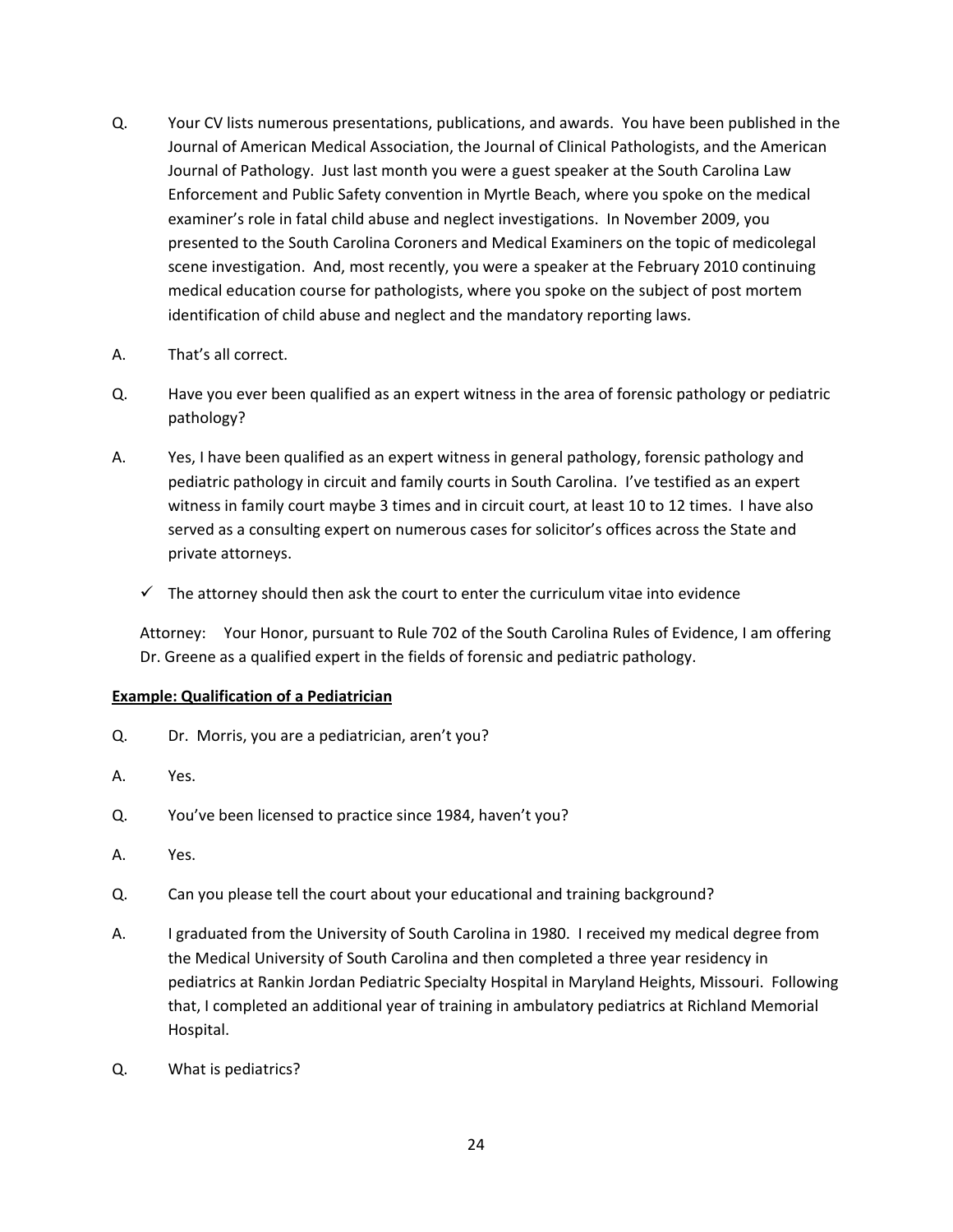Q. Your CV lists numerous presentations, publications, and awards. You have been published in the Journal of American Medical Association, the Journal of Clinical Pathologists, and the American Journal of Pathology. Just last month you were a guest speaker at the South Carolina Law Enforcement and Public Safety convention in Myrtle Beach, where you spoke on the medical examiner's role in fatal child abuse and neglect investigations. In November 2009, you presented to the South Carolina Coroners and Medical Examiners on the topic of medicolegal scene investigation. And, most recently, you were a speaker at the February 2010 continuing medical education course for pathologists, where you spoke on the subject of post mortem identification of child abuse and neglect and the mandatory reporting laws.

A. That's all correct.

Q. Have you ever been qualified as an expert witness in the area of forensic pathology or pediatric pathology?

A. Yes, I have been qualified as an expert witness in general pathology, forensic pathology and pediatric pathology in circuit and family courts in South Carolina. I've testified as an expert witness in family court maybe 3 times and in circuit court, at least 10 to 12 times. I have also served as a consulting expert on numerous cases for solicitor's offices across the State and private attorneys.

- ✓ The attorney should then ask the court to enter the curriculum vitae into evidence

Attorney: Your Honor, pursuant to Rule 702 of the South Carolina Rules of Evidence, I am offering Dr. Greene as a qualified expert in the fields of forensic and pediatric pathology.

**Example: Qualification of a Pediatrician**

Q. Dr. Morris, you are a pediatrician, aren't you?

A. Yes.

Q. You've been licensed to practice since 1984, haven't you?

A. Yes.

Q. Can you please tell the court about your educational and training background?

A. I graduated from the University of South Carolina in 1980. I received my medical degree from the Medical University of South Carolina and then completed a three year residency in pediatrics at Rankin Jordan Pediatric Specialty Hospital in Maryland Heights, Missouri. Following that, I completed an additional year of training in ambulatory pediatrics at Richland Memorial Hospital.

Q. What is pediatrics?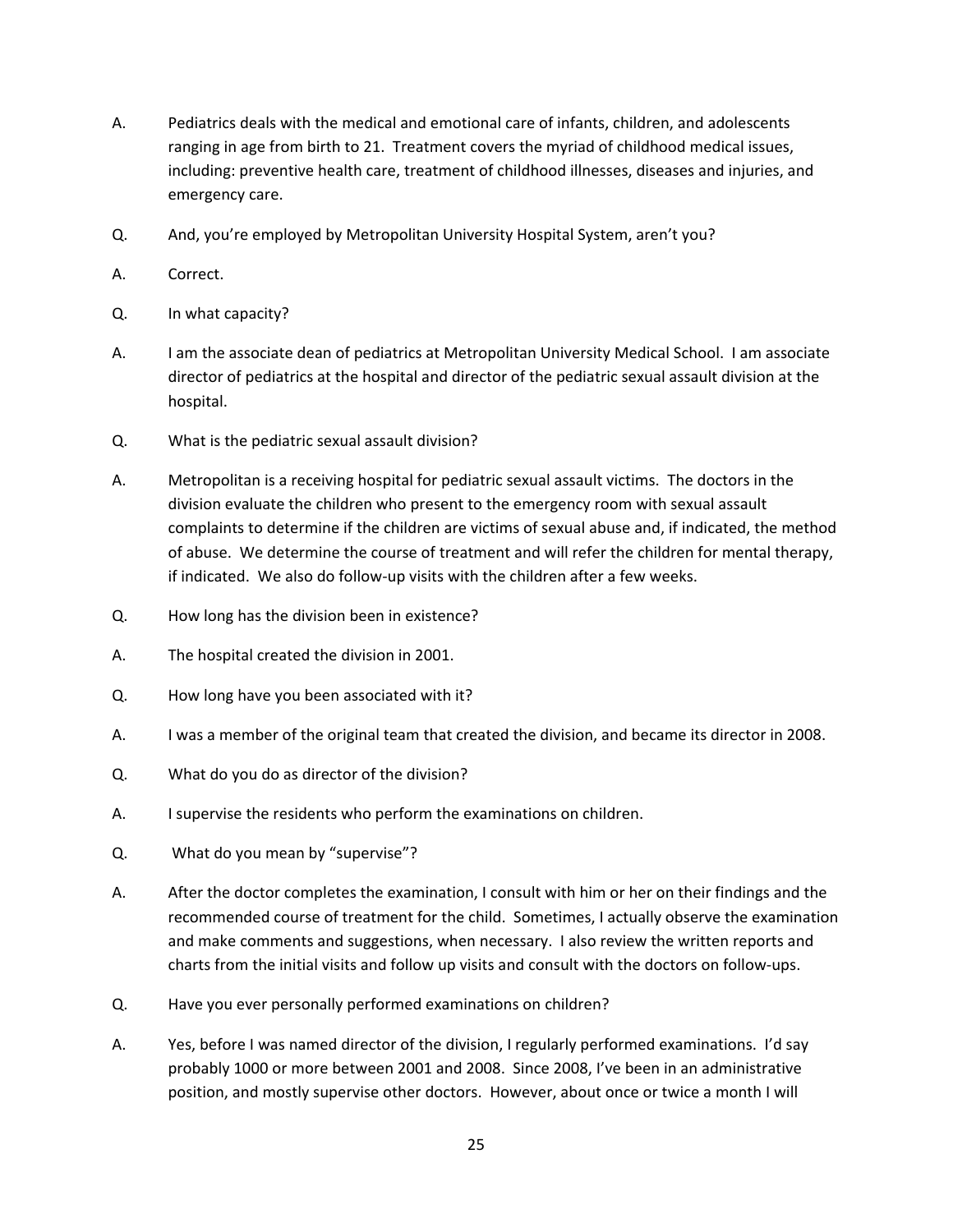A. Pediatrics deals with the medical and emotional care of infants, children, and adolescents ranging in age from birth to 21. Treatment covers the myriad of childhood medical issues, including: preventive health care, treatment of childhood illnesses, diseases and injuries, and emergency care.

Q. And, you're employed by Metropolitan University Hospital System, aren't you?

A. Correct.

Q. In what capacity?

A. I am the associate dean of pediatrics at Metropolitan University Medical School. I am associate director of pediatrics at the hospital and director of the pediatric sexual assault division at the hospital.

Q. What is the pediatric sexual assault division?

A. Metropolitan is a receiving hospital for pediatric sexual assault victims. The doctors in the division evaluate the children who present to the emergency room with sexual assault complaints to determine if the children are victims of sexual abuse and, if indicated, the method of abuse. We determine the course of treatment and will refer the children for mental therapy, if indicated. We also do follow-up visits with the children after a few weeks.

Q. How long has the division been in existence?

A. The hospital created the division in 2001.

Q. How long have you been associated with it?

A. I was a member of the original team that created the division, and became its director in 2008.

Q. What do you do as director of the division?

A. I supervise the residents who perform the examinations on children.

Q. What do you mean by "supervise"?

A. After the doctor completes the examination, I consult with him or her on their findings and the recommended course of treatment for the child. Sometimes, I actually observe the examination and make comments and suggestions, when necessary. I also review the written reports and charts from the initial visits and follow up visits and consult with the doctors on follow-ups.

Q. Have you ever personally performed examinations on children?

A. Yes, before I was named director of the division, I regularly performed examinations. I'd say probably 1000 or more between 2001 and 2008. Since 2008, I've been in an administrative position, and mostly supervise other doctors. However, about once or twice a month I will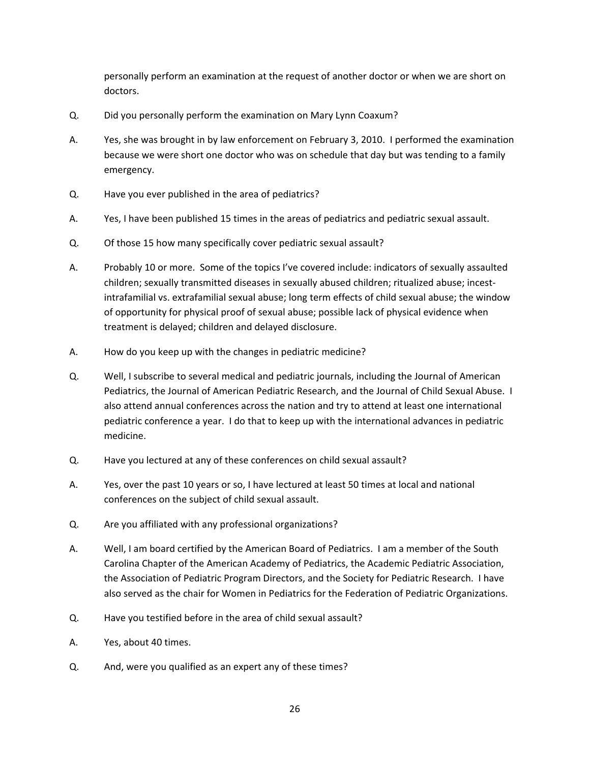personally perform an examination at the request of another doctor or when we are short on doctors.

Q. Did you personally perform the examination on Mary Lynn Coaxum?

A. Yes, she was brought in by law enforcement on February 3, 2010. I performed the examination because we were short one doctor who was on schedule that day but was tending to a family emergency.

Q. Have you ever published in the area of pediatrics?

A. Yes, I have been published 15 times in the areas of pediatrics and pediatric sexual assault.

Q. Of those 15 how many specifically cover pediatric sexual assault?

A. Probably 10 or more. Some of the topics I've covered include: indicators of sexually assaulted children; sexually transmitted diseases in sexually abused children; ritualized abuse; incest-intrafamilial vs. extrafamilial sexual abuse; long term effects of child sexual abuse; the window of opportunity for physical proof of sexual abuse; possible lack of physical evidence when treatment is delayed; children and delayed disclosure.

A. How do you keep up with the changes in pediatric medicine?

Q. Well, I subscribe to several medical and pediatric journals, including the Journal of American Pediatrics, the Journal of American Pediatric Research, and the Journal of Child Sexual Abuse. I also attend annual conferences across the nation and try to attend at least one international pediatric conference a year. I do that to keep up with the international advances in pediatric medicine.

Q. Have you lectured at any of these conferences on child sexual assault?

A. Yes, over the past 10 years or so, I have lectured at least 50 times at local and national conferences on the subject of child sexual assault.

Q. Are you affiliated with any professional organizations?

A. Well, I am board certified by the American Board of Pediatrics. I am a member of the South Carolina Chapter of the American Academy of Pediatrics, the Academic Pediatric Association, the Association of Pediatric Program Directors, and the Society for Pediatric Research. I have also served as the chair for Women in Pediatrics for the Federation of Pediatric Organizations.

Q. Have you testified before in the area of child sexual assault?

A. Yes, about 40 times.

Q. And, were you qualified as an expert any of these times?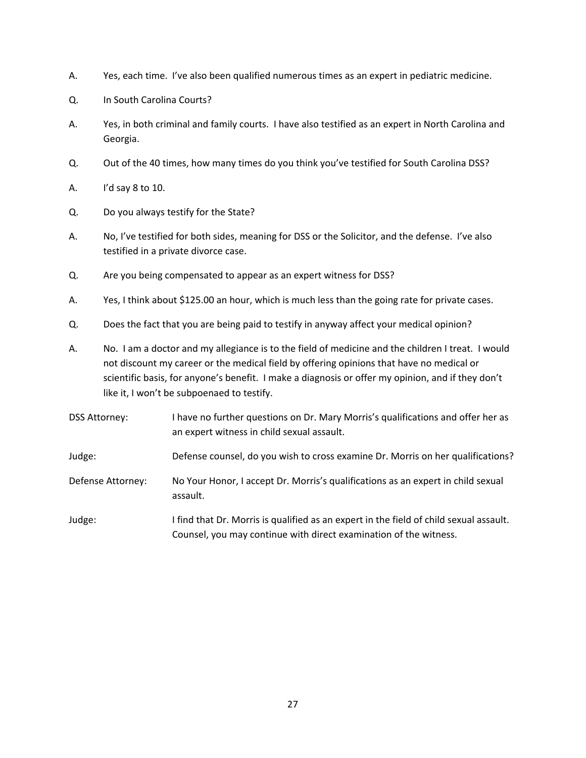A. Yes, each time. I've also been qualified numerous times as an expert in pediatric medicine.

Q. In South Carolina Courts?

A. Yes, in both criminal and family courts. I have also testified as an expert in North Carolina and Georgia.

Q. Out of the 40 times, how many times do you think you've testified for South Carolina DSS?

A. I'd say 8 to 10.

Q. Do you always testify for the State?

A. No, I've testified for both sides, meaning for DSS or the Solicitor, and the defense. I've also testified in a private divorce case.

Q. Are you being compensated to appear as an expert witness for DSS?

A. Yes, I think about $125.00 an hour, which is much less than the going rate for private cases.

Q. Does the fact that you are being paid to testify in anyway affect your medical opinion?

A. No. I am a doctor and my allegiance is to the field of medicine and the children I treat. I would not discount my career or the medical field by offering opinions that have no medical or scientific basis, for anyone's benefit. I make a diagnosis or offer my opinion, and if they don't like it, I won't be subpoenaed to testify.

DSS Attorney: I have no further questions on Dr. Mary Morris's qualifications and offer her as an expert witness in child sexual assault.

Judge: Defense counsel, do you wish to cross examine Dr. Morris on her qualifications?

Defense Attorney: No Your Honor, I accept Dr. Morris's qualifications as an expert in child sexual assault.

Judge: I find that Dr. Morris is qualified as an expert in the field of child sexual assault. Counsel, you may continue with direct examination of the witness.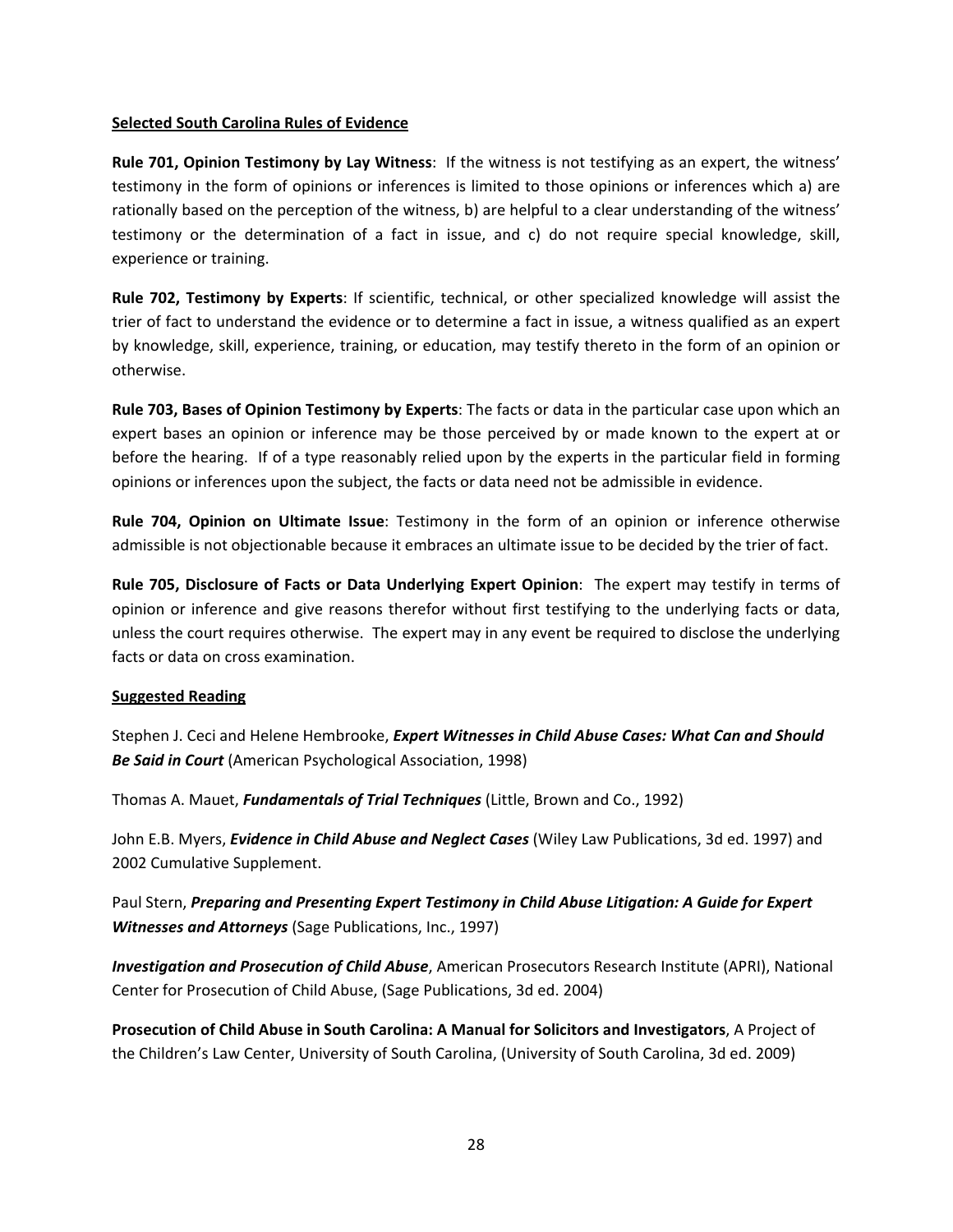**Selected South Carolina Rules of Evidence**

**Rule 701, Opinion Testimony by Lay Witness**: If the witness is not testifying as an expert, the witness' testimony in the form of opinions or inferences is limited to those opinions or inferences which a) are rationally based on the perception of the witness, b) are helpful to a clear understanding of the witness' testimony or the determination of a fact in issue, and c) do not require special knowledge, skill, experience or training.

**Rule 702, Testimony by Experts**: If scientific, technical, or other specialized knowledge will assist the trier of fact to understand the evidence or to determine a fact in issue, a witness qualified as an expert by knowledge, skill, experience, training, or education, may testify thereto in the form of an opinion or otherwise.

**Rule 703, Bases of Opinion Testimony by Experts**: The facts or data in the particular case upon which an expert bases an opinion or inference may be those perceived by or made known to the expert at or before the hearing. If of a type reasonably relied upon by the experts in the particular field in forming opinions or inferences upon the subject, the facts or data need not be admissible in evidence.

**Rule 704, Opinion on Ultimate Issue**: Testimony in the form of an opinion or inference otherwise admissible is not objectionable because it embraces an ultimate issue to be decided by the trier of fact.

**Rule 705, Disclosure of Facts or Data Underlying Expert Opinion**: The expert may testify in terms of opinion or inference and give reasons therefor without first testifying to the underlying facts or data, unless the court requires otherwise. The expert may in any event be required to disclose the underlying facts or data on cross examination.

**Suggested Reading**

Stephen J. Ceci and Helene Hembrooke, ***Expert Witnesses in Child Abuse Cases: What Can and Should Be Said in Court*** (American Psychological Association, 1998)

Thomas A. Mauet, ***Fundamentals of Trial Techniques*** (Little, Brown and Co., 1992)

John E.B. Myers, ***Evidence in Child Abuse and Neglect Cases*** (Wiley Law Publications, 3d ed. 1997) and 2002 Cumulative Supplement.

Paul Stern, ***Preparing and Presenting Expert Testimony in Child Abuse Litigation: A Guide for Expert Witnesses and Attorneys*** (Sage Publications, Inc., 1997)

***Investigation and Prosecution of Child Abuse***, American Prosecutors Research Institute (APRI), National Center for Prosecution of Child Abuse, (Sage Publications, 3d ed. 2004)

**Prosecution of Child Abuse in South Carolina: A Manual for Solicitors and Investigators**, A Project of the Children's Law Center, University of South Carolina, (University of South Carolina, 3d ed. 2009)